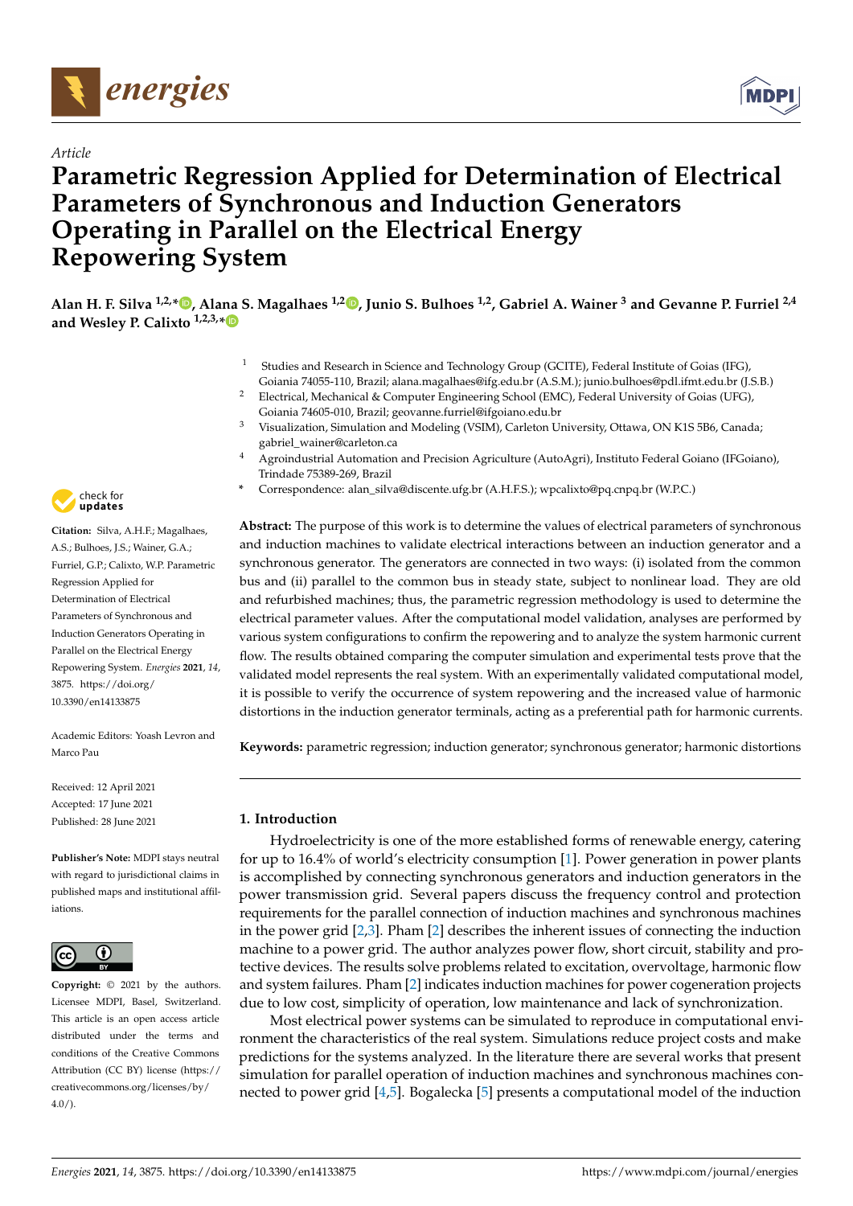*Article*

# Parametric Regression Applied for Determination of Electrical Parameters of Synchronous and Induction Generators Operating in Parallel on the Electrical Energy Repowering System

**Alan H. F. Silva [1,2,*], Alana S. Magalhaes [1,2], Junio S. Bulhoes [1,2], Gabriel A. Wainer [3] and Gevanne P. Furriel [2,4] and Wesley P. Calixto [1,2,3,*]**

[1] Studies and Research in Science and Technology Group (GCITE), Federal Institute of Goias (IFG), Goiania 74055-110, Brazil; alana.magalhaes@ifg.edu.br (A.S.M.); junio.bulhoes@pdl.ifmt.edu.br (J.S.B.)

[2] Electrical, Mechanical & Computer Engineering School (EMC), Federal University of Goias (UFG), Goiania 74605-010, Brazil; geovanne.furriel@ifgoiano.edu.br

[3] Visualization, Simulation and Modeling (VSIM), Carleton University, Ottawa, ON K1S 5B6, Canada; gabriel_wainer@carleton.ca

[4] Agroindustrial Automation and Precision Agriculture (AutoAgri), Instituto Federal Goiano (IFGoiano), Trindade 75389-269, Brazil

\* Correspondence: alan_silva@discente.ufg.br (A.H.F.S.); wpcalixto@pq.cnpq.br (W.P.C.)

**Citation:** Silva, A.H.F.; Magalhaes, A.S.; Bulhoes, J.S.; Wainer, G.A.; Furriel, G.P.; Calixto, W.P. Parametric Regression Applied for Determination of Electrical Parameters of Synchronous and Induction Generators Operating in Parallel on the Electrical Energy Repowering System. *Energies* **2021**, *14*, 3875. https://doi.org/10.3390/en14133875

Academic Editors: Yoash Levron and Marco Pau

Received: 12 April 2021
Accepted: 17 June 2021
Published: 28 June 2021

**Publisher's Note:** MDPI stays neutral with regard to jurisdictional claims in published maps and institutional affiliations.

**Copyright:** © 2021 by the authors. Licensee MDPI, Basel, Switzerland. This article is an open access article distributed under the terms and conditions of the Creative Commons Attribution (CC BY) license (https://creativecommons.org/licenses/by/4.0/).

**Abstract:** The purpose of this work is to determine the values of electrical parameters of synchronous and induction machines to validate electrical interactions between an induction generator and a synchronous generator. The generators are connected in two ways: (i) isolated from the common bus and (ii) parallel to the common bus in steady state, subject to nonlinear load. They are old and refurbished machines; thus, the parametric regression methodology is used to determine the electrical parameter values. After the computational model validation, analyses are performed by various system configurations to confirm the repowering and to analyze the system harmonic current flow. The results obtained comparing the computer simulation and experimental tests prove that the validated model represents the real system. With an experimentally validated computational model, it is possible to verify the occurrence of system repowering and the increased value of harmonic distortions in the induction generator terminals, acting as a preferential path for harmonic currents.

**Keywords:** parametric regression; induction generator; synchronous generator; harmonic distortions

## 1. Introduction

Hydroelectricity is one of the more established forms of renewable energy, catering for up to 16.4% of world's electricity consumption [1]. Power generation in power plants is accomplished by connecting synchronous generators and induction generators in the power transmission grid. Several papers discuss the frequency control and protection requirements for the parallel connection of induction machines and synchronous machines in the power grid [2,3]. Pham [2] describes the inherent issues of connecting the induction machine to a power grid. The author analyzes power flow, short circuit, stability and protective devices. The results solve problems related to excitation, overvoltage, harmonic flow and system failures. Pham [2] indicates induction machines for power cogeneration projects due to low cost, simplicity of operation, low maintenance and lack of synchronization.

Most electrical power systems can be simulated to reproduce in computational environment the characteristics of the real system. Simulations reduce project costs and make predictions for the systems analyzed. In the literature there are several works that present simulation for parallel operation of induction machines and synchronous machines connected to power grid [4,5]. Bogalecka [5] presents a computational model of the induction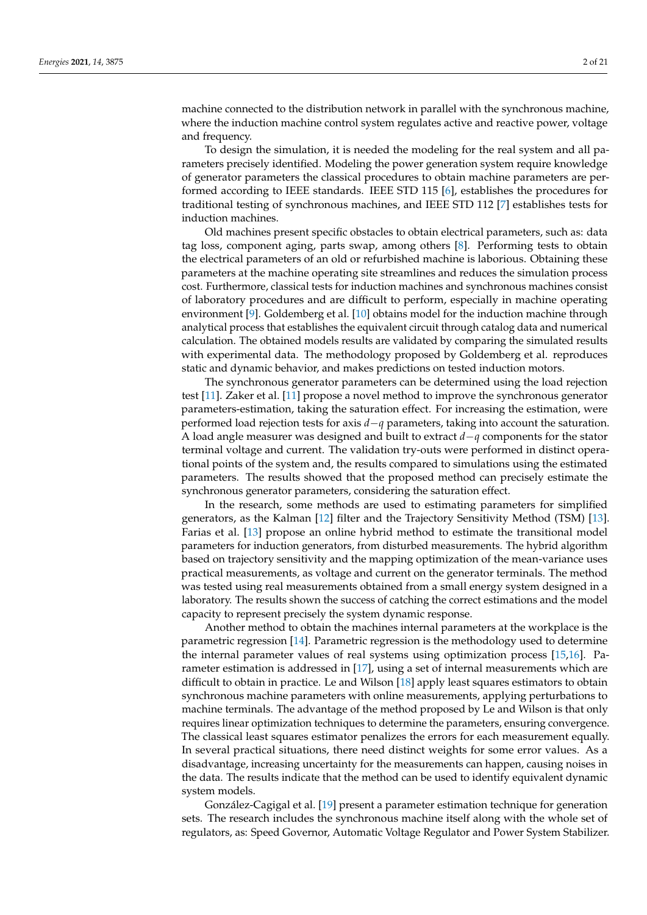machine connected to the distribution network in parallel with the synchronous machine, where the induction machine control system regulates active and reactive power, voltage and frequency.

To design the simulation, it is needed the modeling for the real system and all parameters precisely identified. Modeling the power generation system require knowledge of generator parameters the classical procedures to obtain machine parameters are performed according to IEEE standards. IEEE STD 115 [6], establishes the procedures for traditional testing of synchronous machines, and IEEE STD 112 [7] establishes tests for induction machines.

Old machines present specific obstacles to obtain electrical parameters, such as: data tag loss, component aging, parts swap, among others [8]. Performing tests to obtain the electrical parameters of an old or refurbished machine is laborious. Obtaining these parameters at the machine operating site streamlines and reduces the simulation process cost. Furthermore, classical tests for induction machines and synchronous machines consist of laboratory procedures and are difficult to perform, especially in machine operating environment [9]. Goldemberg et al. [10] obtains model for the induction machine through analytical process that establishes the equivalent circuit through catalog data and numerical calculation. The obtained models results are validated by comparing the simulated results with experimental data. The methodology proposed by Goldemberg et al. reproduces static and dynamic behavior, and makes predictions on tested induction motors.

The synchronous generator parameters can be determined using the load rejection test [11]. Zaker et al. [11] propose a novel method to improve the synchronous generator parameters-estimation, taking the saturation effect. For increasing the estimation, were performed load rejection tests for axis $d-q$ parameters, taking into account the saturation. A load angle measurer was designed and built to extract $d-q$ components for the stator terminal voltage and current. The validation try-outs were performed in distinct operational points of the system and, the results compared to simulations using the estimated parameters. The results showed that the proposed method can precisely estimate the synchronous generator parameters, considering the saturation effect.

In the research, some methods are used to estimating parameters for simplified generators, as the Kalman [12] filter and the Trajectory Sensitivity Method (TSM) [13]. Farias et al. [13] propose an online hybrid method to estimate the transitional model parameters for induction generators, from disturbed measurements. The hybrid algorithm based on trajectory sensitivity and the mapping optimization of the mean-variance uses practical measurements, as voltage and current on the generator terminals. The method was tested using real measurements obtained from a small energy system designed in a laboratory. The results shown the success of catching the correct estimations and the model capacity to represent precisely the system dynamic response.

Another method to obtain the machines internal parameters at the workplace is the parametric regression [14]. Parametric regression is the methodology used to determine the internal parameter values of real systems using optimization process [15,16]. Parameter estimation is addressed in [17], using a set of internal measurements which are difficult to obtain in practice. Le and Wilson [18] apply least squares estimators to obtain synchronous machine parameters with online measurements, applying perturbations to machine terminals. The advantage of the method proposed by Le and Wilson is that only requires linear optimization techniques to determine the parameters, ensuring convergence. The classical least squares estimator penalizes the errors for each measurement equally. In several practical situations, there need distinct weights for some error values. As a disadvantage, increasing uncertainty for the measurements can happen, causing noises in the data. The results indicate that the method can be used to identify equivalent dynamic system models.

González-Cagigal et al. [19] present a parameter estimation technique for generation sets. The research includes the synchronous machine itself along with the whole set of regulators, as: Speed Governor, Automatic Voltage Regulator and Power System Stabilizer.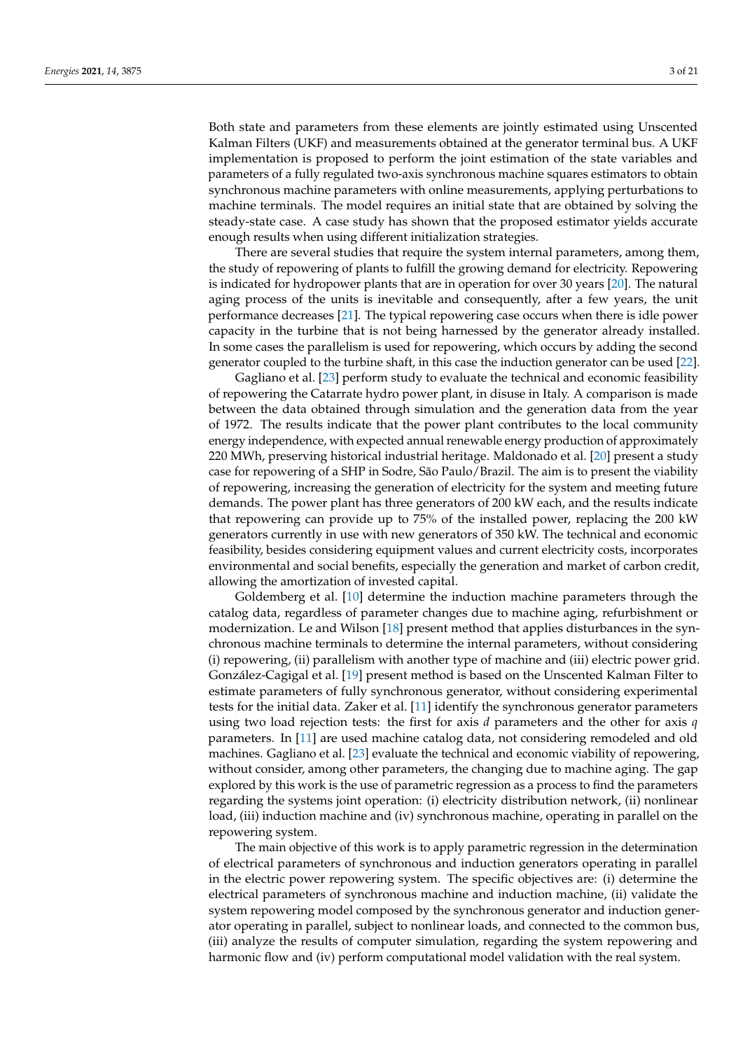Both state and parameters from these elements are jointly estimated using Unscented Kalman Filters (UKF) and measurements obtained at the generator terminal bus. A UKF implementation is proposed to perform the joint estimation of the state variables and parameters of a fully regulated two-axis synchronous machine squares estimators to obtain synchronous machine parameters with online measurements, applying perturbations to machine terminals. The model requires an initial state that are obtained by solving the steady-state case. A case study has shown that the proposed estimator yields accurate enough results when using different initialization strategies.

There are several studies that require the system internal parameters, among them, the study of repowering of plants to fulfill the growing demand for electricity. Repowering is indicated for hydropower plants that are in operation for over 30 years [20]. The natural aging process of the units is inevitable and consequently, after a few years, the unit performance decreases [21]. The typical repowering case occurs when there is idle power capacity in the turbine that is not being harnessed by the generator already installed. In some cases the parallelism is used for repowering, which occurs by adding the second generator coupled to the turbine shaft, in this case the induction generator can be used [22].

Gagliano et al. [23] perform study to evaluate the technical and economic feasibility of repowering the Catarrate hydro power plant, in disuse in Italy. A comparison is made between the data obtained through simulation and the generation data from the year of 1972. The results indicate that the power plant contributes to the local community energy independence, with expected annual renewable energy production of approximately 220 MWh, preserving historical industrial heritage. Maldonado et al. [20] present a study case for repowering of a SHP in Sodre, São Paulo/Brazil. The aim is to present the viability of repowering, increasing the generation of electricity for the system and meeting future demands. The power plant has three generators of 200 kW each, and the results indicate that repowering can provide up to 75% of the installed power, replacing the 200 kW generators currently in use with new generators of 350 kW. The technical and economic feasibility, besides considering equipment values and current electricity costs, incorporates environmental and social benefits, especially the generation and market of carbon credit, allowing the amortization of invested capital.

Goldemberg et al. [10] determine the induction machine parameters through the catalog data, regardless of parameter changes due to machine aging, refurbishment or modernization. Le and Wilson [18] present method that applies disturbances in the synchronous machine terminals to determine the internal parameters, without considering (i) repowering, (ii) parallelism with another type of machine and (iii) electric power grid. González-Cagigal et al. [19] present method is based on the Unscented Kalman Filter to estimate parameters of fully synchronous generator, without considering experimental tests for the initial data. Zaker et al. [11] identify the synchronous generator parameters using two load rejection tests: the first for axis $d$ parameters and the other for axis $q$ parameters. In [11] are used machine catalog data, not considering remodeled and old machines. Gagliano et al. [23] evaluate the technical and economic viability of repowering, without consider, among other parameters, the changing due to machine aging. The gap explored by this work is the use of parametric regression as a process to find the parameters regarding the systems joint operation: (i) electricity distribution network, (ii) nonlinear load, (iii) induction machine and (iv) synchronous machine, operating in parallel on the repowering system.

The main objective of this work is to apply parametric regression in the determination of electrical parameters of synchronous and induction generators operating in parallel in the electric power repowering system. The specific objectives are: (i) determine the electrical parameters of synchronous machine and induction machine, (ii) validate the system repowering model composed by the synchronous generator and induction generator operating in parallel, subject to nonlinear loads, and connected to the common bus, (iii) analyze the results of computer simulation, regarding the system repowering and harmonic flow and (iv) perform computational model validation with the real system.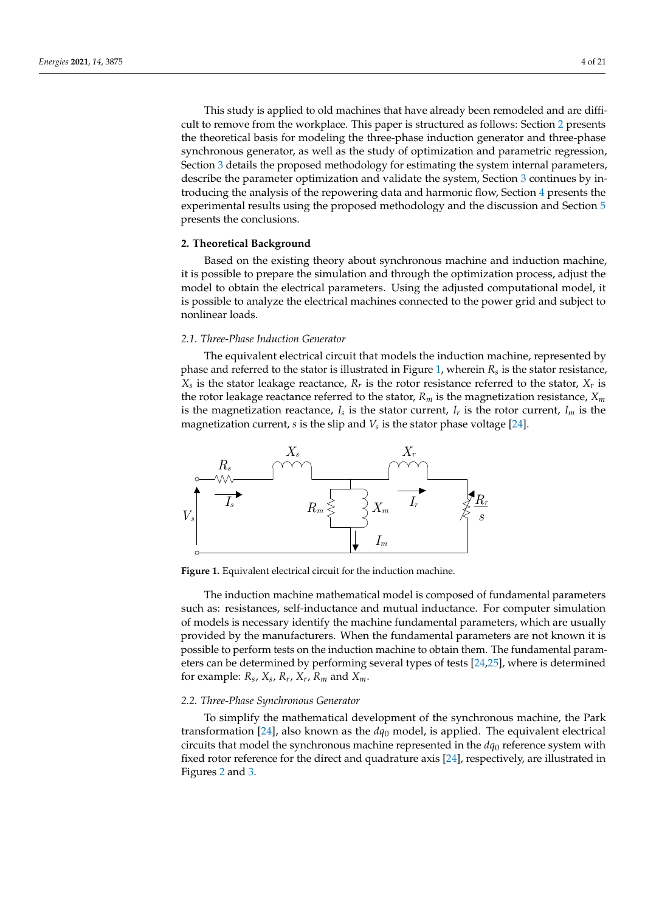This study is applied to old machines that have already been remodeled and are difficult to remove from the workplace. This paper is structured as follows: Section 2 presents the theoretical basis for modeling the three-phase induction generator and three-phase synchronous generator, as well as the study of optimization and parametric regression, Section 3 details the proposed methodology for estimating the system internal parameters, describe the parameter optimization and validate the system, Section 3 continues by introducing the analysis of the repowering data and harmonic flow, Section 4 presents the experimental results using the proposed methodology and the discussion and Section 5 presents the conclusions.

## 2. Theoretical Background

Based on the existing theory about synchronous machine and induction machine, it is possible to prepare the simulation and through the optimization process, adjust the model to obtain the electrical parameters. Using the adjusted computational model, it is possible to analyze the electrical machines connected to the power grid and subject to nonlinear loads.

### 2.1. Three-Phase Induction Generator

The equivalent electrical circuit that models the induction machine, represented by phase and referred to the stator is illustrated in Figure 1, wherein $R_s$ is the stator resistance, $X_s$ is the stator leakage reactance, $R_r$ is the rotor resistance referred to the stator, $X_r$ is the rotor leakage reactance referred to the stator, $R_m$ is the magnetization resistance, $X_m$ is the magnetization reactance, $I_s$ is the stator current, $I_r$ is the rotor current, $I_m$ is the magnetization current, $s$ is the slip and $V_s$ is the stator phase voltage [24].

**Figure 1.** Equivalent electrical circuit for the induction machine.

The induction machine mathematical model is composed of fundamental parameters such as: resistances, self-inductance and mutual inductance. For computer simulation of models is necessary identify the machine fundamental parameters, which are usually provided by the manufacturers. When the fundamental parameters are not known it is possible to perform tests on the induction machine to obtain them. The fundamental parameters can be determined by performing several types of tests [24,25], where is determined for example: $R_s$, $X_s$, $R_r$, $X_r$, $R_m$ and $X_m$.

### 2.2. Three-Phase Synchronous Generator

To simplify the mathematical development of the synchronous machine, the Park transformation [24], also known as the $dq_0$ model, is applied. The equivalent electrical circuits that model the synchronous machine represented in the $dq_0$ reference system with fixed rotor reference for the direct and quadrature axis [24], respectively, are illustrated in Figures 2 and 3.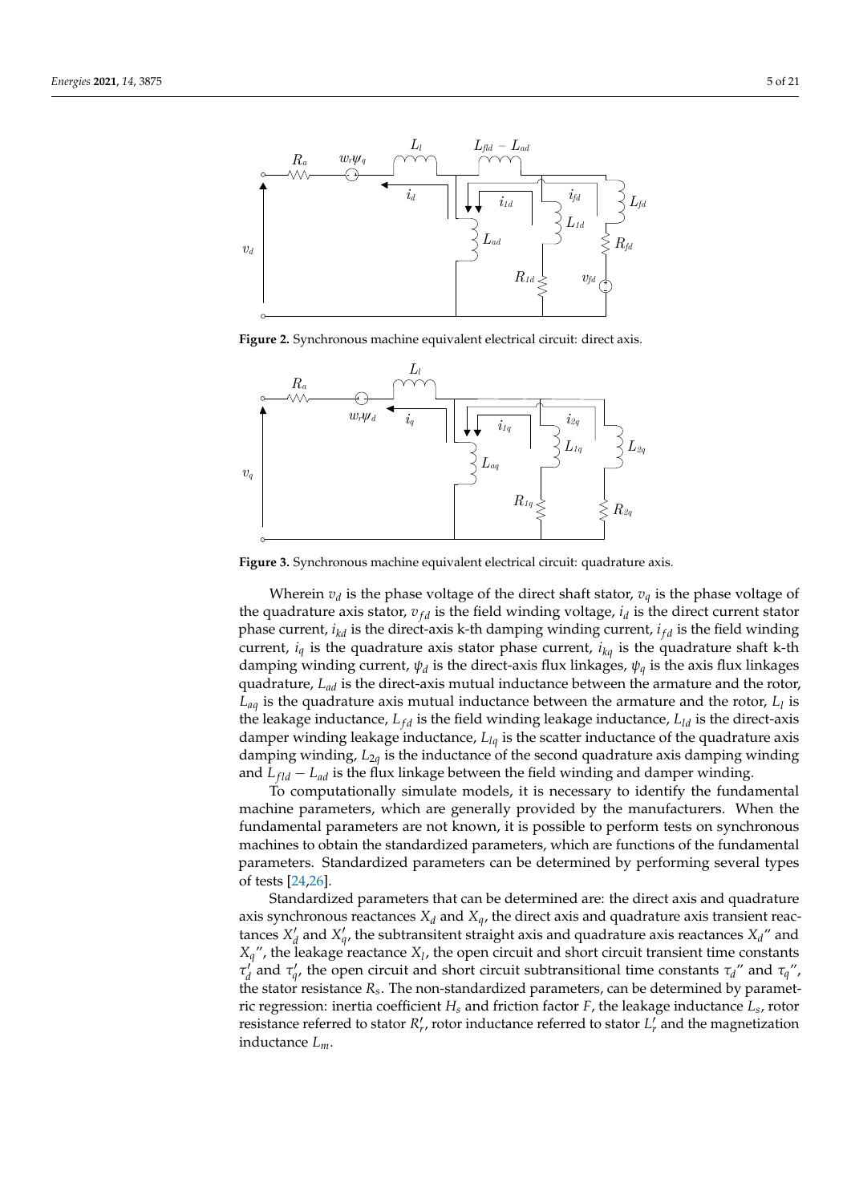**Figure 2.** Synchronous machine equivalent electrical circuit: direct axis.

**Figure 3.** Synchronous machine equivalent electrical circuit: quadrature axis.

Wherein $v_d$ is the phase voltage of the direct shaft stator, $v_q$ is the phase voltage of the quadrature axis stator, $v_{fd}$ is the field winding voltage, $i_d$ is the direct current stator phase current, $i_{kd}$ is the direct-axis k-th damping winding current, $i_{fd}$ is the field winding current, $i_q$ is the quadrature axis stator phase current, $i_{kq}$ is the quadrature shaft k-th damping winding current, $\psi_d$ is the direct-axis flux linkages, $\psi_q$ is the axis flux linkages quadrature, $L_{ad}$ is the direct-axis mutual inductance between the armature and the rotor, $L_{aq}$ is the quadrature axis mutual inductance between the armature and the rotor, $L_l$ is the leakage inductance, $L_{fd}$ is the field winding leakage inductance, $L_{ld}$ is the direct-axis damper winding leakage inductance, $L_{lq}$ is the scatter inductance of the quadrature axis damping winding, $L_{2q}$ is the inductance of the second quadrature axis damping winding and $L_{fld} - L_{ad}$ is the flux linkage between the field winding and damper winding.

To computationally simulate models, it is necessary to identify the fundamental machine parameters, which are generally provided by the manufacturers. When the fundamental parameters are not known, it is possible to perform tests on synchronous machines to obtain the standardized parameters, which are functions of the fundamental parameters. Standardized parameters can be determined by performing several types of tests [24,26].

Standardized parameters that can be determined are: the direct axis and quadrature axis synchronous reactances $X_d$ and $X_q$, the direct axis and quadrature axis transient reactances $X_d'$ and $X_q'$, the subtransitent straight axis and quadrature axis reactances $X_d''$ and $X_q''$, the leakage reactance $X_l$, the open circuit and short circuit transient time constants $\tau_d'$ and $\tau_q'$, the open circuit and short circuit subtransitional time constants $\tau_d''$ and $\tau_q''$, the stator resistance $R_s$. The non-standardized parameters, can be determined by parametric regression: inertia coefficient $H_s$ and friction factor $F$, the leakage inductance $L_s$, rotor resistance referred to stator $R_r'$, rotor inductance referred to stator $L_r'$ and the magnetization inductance $L_m$.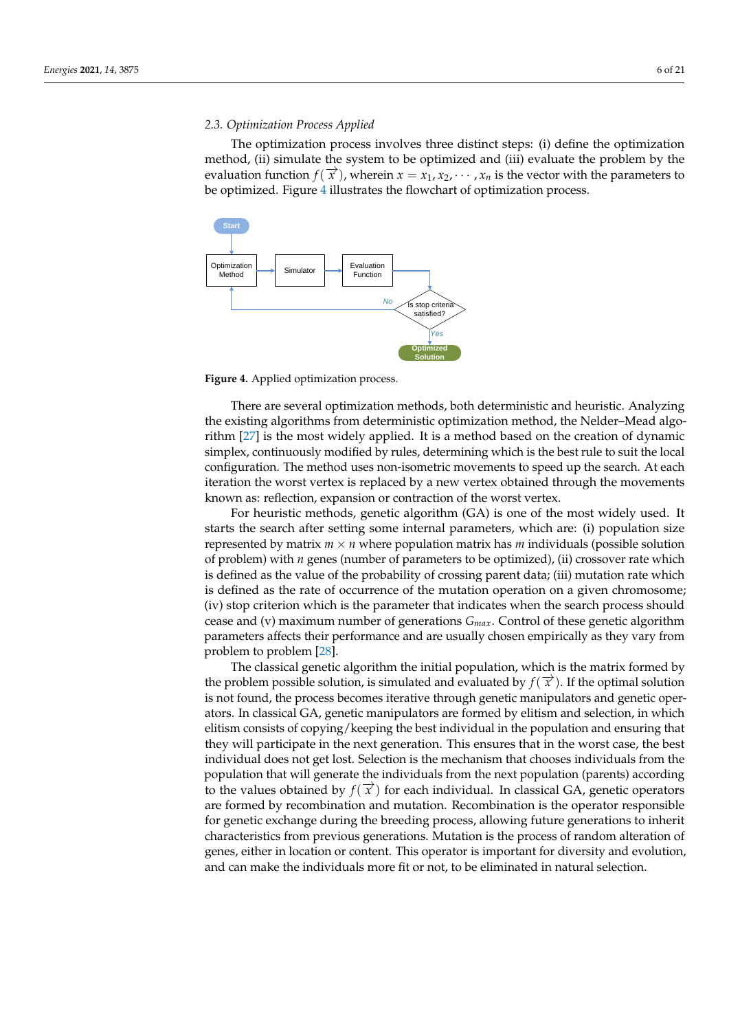### 2.3. Optimization Process Applied

The optimization process involves three distinct steps: (i) define the optimization method, (ii) simulate the system to be optimized and (iii) evaluate the problem by the evaluation function $f(\overrightarrow{x})$, wherein $x = x_1, x_2, \cdots, x_n$ is the vector with the parameters to be optimized. Figure 4 illustrates the flowchart of optimization process.

**Figure 4.** Applied optimization process.

There are several optimization methods, both deterministic and heuristic. Analyzing the existing algorithms from deterministic optimization method, the Nelder–Mead algorithm [27] is the most widely applied. It is a method based on the creation of dynamic simplex, continuously modified by rules, determining which is the best rule to suit the local configuration. The method uses non-isometric movements to speed up the search. At each iteration the worst vertex is replaced by a new vertex obtained through the movements known as: reflection, expansion or contraction of the worst vertex.

For heuristic methods, genetic algorithm (GA) is one of the most widely used. It starts the search after setting some internal parameters, which are: (i) population size represented by matrix $m \times n$ where population matrix has $m$ individuals (possible solution of problem) with $n$ genes (number of parameters to be optimized), (ii) crossover rate which is defined as the value of the probability of crossing parent data; (iii) mutation rate which is defined as the rate of occurrence of the mutation operation on a given chromosome; (iv) stop criterion which is the parameter that indicates when the search process should cease and (v) maximum number of generations $G_{max}$. Control of these genetic algorithm parameters affects their performance and are usually chosen empirically as they vary from problem to problem [28].

The classical genetic algorithm the initial population, which is the matrix formed by the problem possible solution, is simulated and evaluated by $f(\overrightarrow{x})$. If the optimal solution is not found, the process becomes iterative through genetic manipulators and genetic operators. In classical GA, genetic manipulators are formed by elitism and selection, in which elitism consists of copying/keeping the best individual in the population and ensuring that they will participate in the next generation. This ensures that in the worst case, the best individual does not get lost. Selection is the mechanism that chooses individuals from the population that will generate the individuals from the next population (parents) according to the values obtained by $f(\overrightarrow{x})$ for each individual. In classical GA, genetic operators are formed by recombination and mutation. Recombination is the operator responsible for genetic exchange during the breeding process, allowing future generations to inherit characteristics from previous generations. Mutation is the process of random alteration of genes, either in location or content. This operator is important for diversity and evolution, and can make the individuals more fit or not, to be eliminated in natural selection.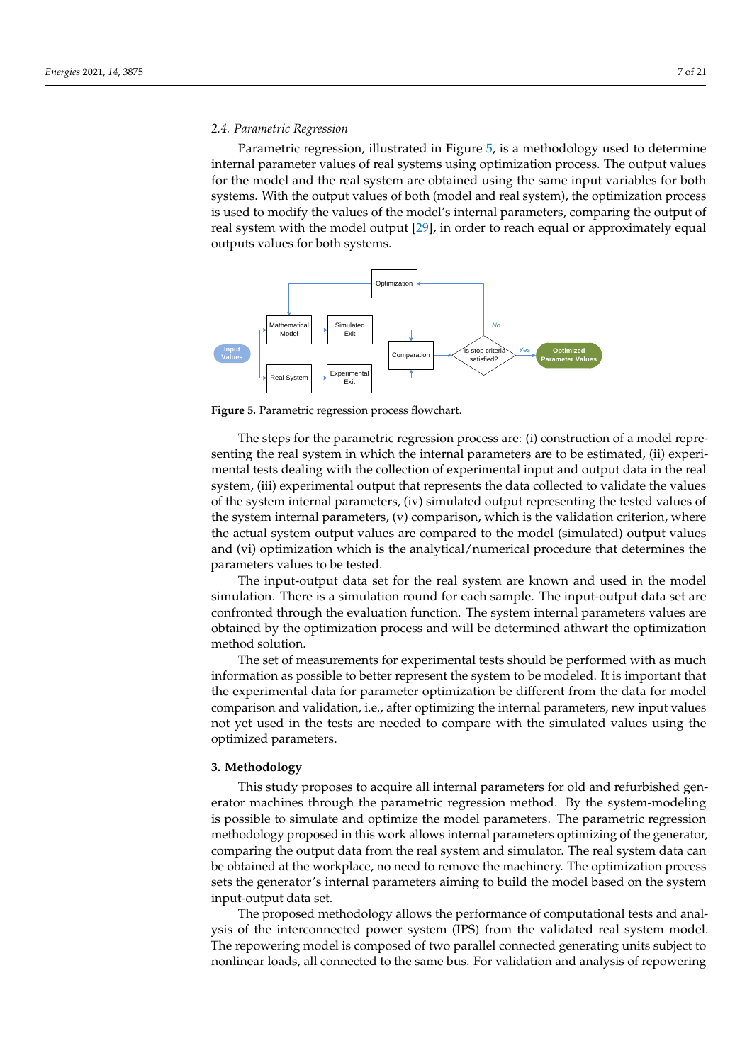### 2.4. Parametric Regression

Parametric regression, illustrated in Figure 5, is a methodology used to determine internal parameter values of real systems using optimization process. The output values for the model and the real system are obtained using the same input variables for both systems. With the output values of both (model and real system), the optimization process is used to modify the values of the model's internal parameters, comparing the output of real system with the model output [29], in order to reach equal or approximately equal outputs values for both systems.

**Figure 5.** Parametric regression process flowchart.

The steps for the parametric regression process are: (i) construction of a model representing the real system in which the internal parameters are to be estimated, (ii) experimental tests dealing with the collection of experimental input and output data in the real system, (iii) experimental output that represents the data collected to validate the values of the system internal parameters, (iv) simulated output representing the tested values of the system internal parameters, (v) comparison, which is the validation criterion, where the actual system output values are compared to the model (simulated) output values and (vi) optimization which is the analytical/numerical procedure that determines the parameters values to be tested.

The input-output data set for the real system are known and used in the model simulation. There is a simulation round for each sample. The input-output data set are confronted through the evaluation function. The system internal parameters values are obtained by the optimization process and will be determined athwart the optimization method solution.

The set of measurements for experimental tests should be performed with as much information as possible to better represent the system to be modeled. It is important that the experimental data for parameter optimization be different from the data for model comparison and validation, i.e., after optimizing the internal parameters, new input values not yet used in the tests are needed to compare with the simulated values using the optimized parameters.

## 3. Methodology

This study proposes to acquire all internal parameters for old and refurbished generator machines through the parametric regression method. By the system-modeling is possible to simulate and optimize the model parameters. The parametric regression methodology proposed in this work allows internal parameters optimizing of the generator, comparing the output data from the real system and simulator. The real system data can be obtained at the workplace, no need to remove the machinery. The optimization process sets the generator's internal parameters aiming to build the model based on the system input-output data set.

The proposed methodology allows the performance of computational tests and analysis of the interconnected power system (IPS) from the validated real system model. The repowering model is composed of two parallel connected generating units subject to nonlinear loads, all connected to the same bus. For validation and analysis of repowering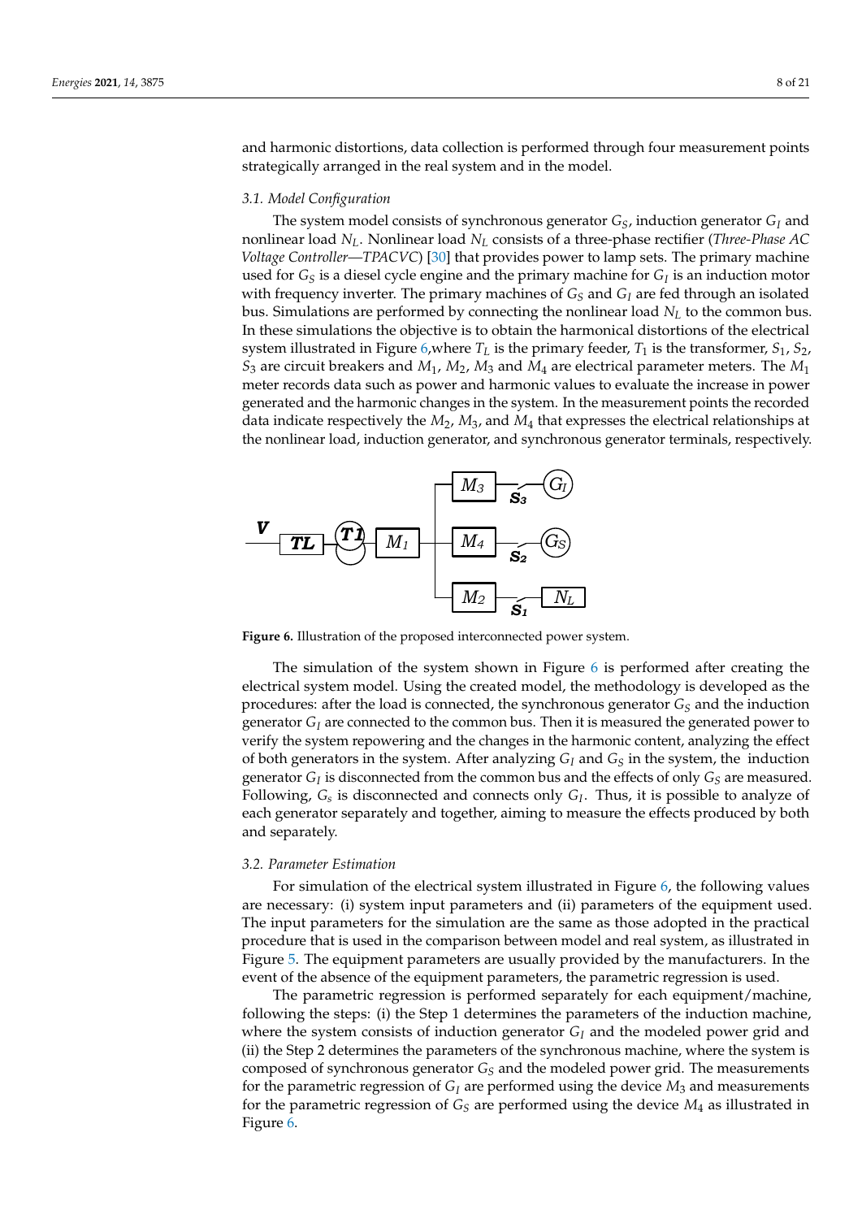and harmonic distortions, data collection is performed through four measurement points strategically arranged in the real system and in the model.

### 3.1. Model Configuration

The system model consists of synchronous generator $G_S$, induction generator $G_I$ and nonlinear load $N_L$. Nonlinear load $N_L$ consists of a three-phase rectifier (*Three-Phase AC Voltage Controller—TPACVC*) [30] that provides power to lamp sets. The primary machine used for $G_S$ is a diesel cycle engine and the primary machine for $G_I$ is an induction motor with frequency inverter. The primary machines of $G_S$ and $G_I$ are fed through an isolated bus. Simulations are performed by connecting the nonlinear load $N_L$ to the common bus. In these simulations the objective is to obtain the harmonical distortions of the electrical system illustrated in Figure 6,where $T_L$ is the primary feeder, $T_1$ is the transformer, $S_1$, $S_2$, $S_3$ are circuit breakers and $M_1$, $M_2$, $M_3$ and $M_4$ are electrical parameter meters. The $M_1$ meter records data such as power and harmonic values to evaluate the increase in power generated and the harmonic changes in the system. In the measurement points the recorded data indicate respectively the $M_2$, $M_3$, and $M_4$ that expresses the electrical relationships at the nonlinear load, induction generator, and synchronous generator terminals, respectively.

**Figure 6.** Illustration of the proposed interconnected power system.

The simulation of the system shown in Figure 6 is performed after creating the electrical system model. Using the created model, the methodology is developed as the procedures: after the load is connected, the synchronous generator $G_S$ and the induction generator $G_I$ are connected to the common bus. Then it is measured the generated power to verify the system repowering and the changes in the harmonic content, analyzing the effect of both generators in the system. After analyzing $G_I$ and $G_S$ in the system, the induction generator $G_I$ is disconnected from the common bus and the effects of only $G_S$ are measured. Following, $G_s$ is disconnected and connects only $G_I$. Thus, it is possible to analyze of each generator separately and together, aiming to measure the effects produced by both and separately.

### 3.2. Parameter Estimation

For simulation of the electrical system illustrated in Figure 6, the following values are necessary: (i) system input parameters and (ii) parameters of the equipment used. The input parameters for the simulation are the same as those adopted in the practical procedure that is used in the comparison between model and real system, as illustrated in Figure 5. The equipment parameters are usually provided by the manufacturers. In the event of the absence of the equipment parameters, the parametric regression is used.

The parametric regression is performed separately for each equipment/machine, following the steps: (i) the Step 1 determines the parameters of the induction machine, where the system consists of induction generator $G_I$ and the modeled power grid and (ii) the Step 2 determines the parameters of the synchronous machine, where the system is composed of synchronous generator $G_S$ and the modeled power grid. The measurements for the parametric regression of $G_I$ are performed using the device $M_3$ and measurements for the parametric regression of $G_S$ are performed using the device $M_4$ as illustrated in Figure 6.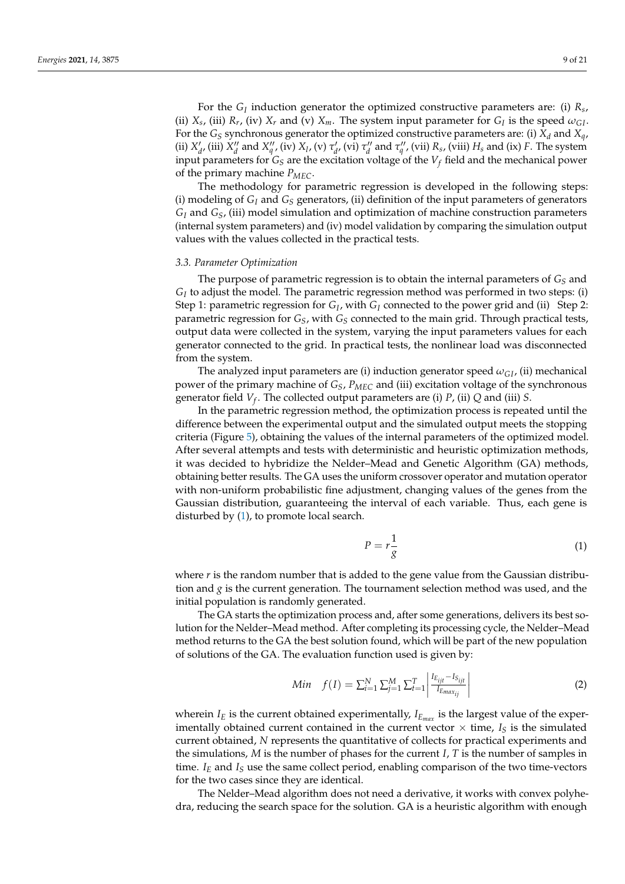For the $G_I$ induction generator the optimized constructive parameters are: (i) $R_s$, (ii) $X_s$, (iii) $R_r$, (iv) $X_r$ and (v) $X_m$. The system input parameter for $G_I$ is the speed $\omega_{GI}$. For the $G_S$ synchronous generator the optimized constructive parameters are: (i) $X_d$ and $X_q$, (ii) $X'_d$, (iii) $X''_d$ and $X''_q$, (iv) $X_l$, (v) $\tau'_d$, (vi) $\tau''_d$ and $\tau''_q$, (vii) $R_s$, (viii) $H_s$ and (ix) $F$. The system input parameters for $G_S$ are the excitation voltage of the $V_f$ field and the mechanical power of the primary machine $P_{MEC}$.

The methodology for parametric regression is developed in the following steps: (i) modeling of $G_I$ and $G_S$ generators, (ii) definition of the input parameters of generators $G_I$ and $G_S$, (iii) model simulation and optimization of machine construction parameters (internal system parameters) and (iv) model validation by comparing the simulation output values with the values collected in the practical tests.

### 3.3. Parameter Optimization

The purpose of parametric regression is to obtain the internal parameters of $G_S$ and $G_I$ to adjust the model. The parametric regression method was performed in two steps: (i) Step 1: parametric regression for $G_I$, with $G_I$ connected to the power grid and (ii) Step 2: parametric regression for $G_S$, with $G_S$ connected to the main grid. Through practical tests, output data were collected in the system, varying the input parameters values for each generator connected to the grid. In practical tests, the nonlinear load was disconnected from the system.

The analyzed input parameters are (i) induction generator speed $\omega_{GI}$, (ii) mechanical power of the primary machine of $G_S$, $P_{MEC}$ and (iii) excitation voltage of the synchronous generator field $V_f$. The collected output parameters are (i) $P$, (ii) $Q$ and (iii) $S$.

In the parametric regression method, the optimization process is repeated until the difference between the experimental output and the simulated output meets the stopping criteria (Figure 5), obtaining the values of the internal parameters of the optimized model. After several attempts and tests with deterministic and heuristic optimization methods, it was decided to hybridize the Nelder–Mead and Genetic Algorithm (GA) methods, obtaining better results. The GA uses the uniform crossover operator and mutation operator with non-uniform probabilistic fine adjustment, changing values of the genes from the Gaussian distribution, guaranteeing the interval of each variable. Thus, each gene is disturbed by (1), to promote local search.

$$P = r\frac{1}{g} \tag{1}$$

where $r$ is the random number that is added to the gene value from the Gaussian distribution and $g$ is the current generation. The tournament selection method was used, and the initial population is randomly generated.

The GA starts the optimization process and, after some generations, delivers its best solution for the Nelder–Mead method. After completing its processing cycle, the Nelder–Mead method returns to the GA the best solution found, which will be part of the new population of solutions of the GA. The evaluation function used is given by:

$$Min \quad f(I) = \sum_{i=1}^{N} \sum_{j=1}^{M} \sum_{t=1}^{T} \left| \frac{I_{E_{ijt}} - I_{S_{ijt}}}{I_{E_{max_{ij}}}} \right| \tag{2}$$

wherein $I_E$ is the current obtained experimentally, $I_{E_{max}}$ is the largest value of the experimentally obtained current contained in the current vector × time, $I_S$ is the simulated current obtained, $N$ represents the quantitative of collects for practical experiments and the simulations, $M$ is the number of phases for the current $I$, $T$ is the number of samples in time. $I_E$ and $I_S$ use the same collect period, enabling comparison of the two time-vectors for the two cases since they are identical.

The Nelder–Mead algorithm does not need a derivative, it works with convex polyhedra, reducing the search space for the solution. GA is a heuristic algorithm with enough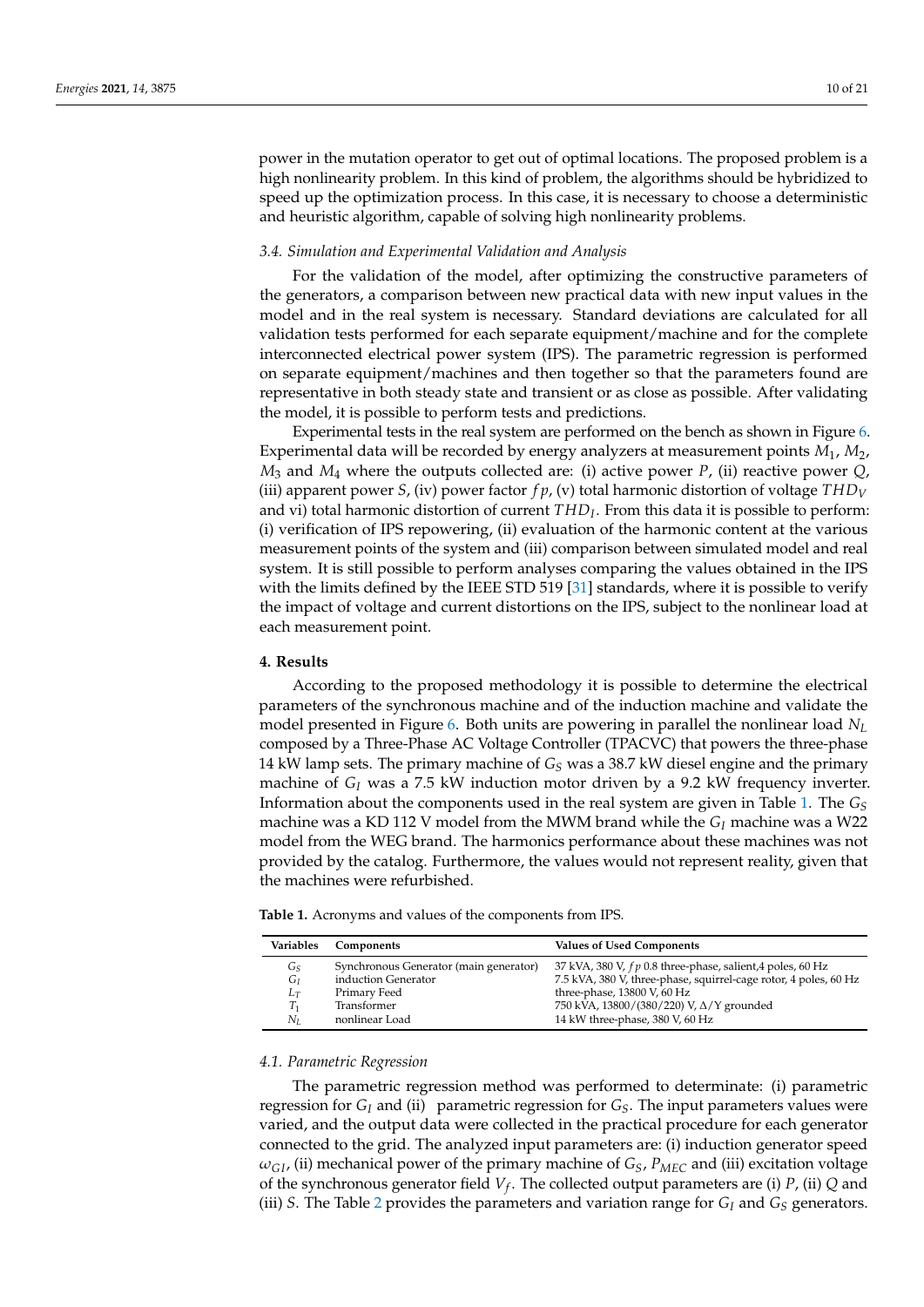power in the mutation operator to get out of optimal locations. The proposed problem is a high nonlinearity problem. In this kind of problem, the algorithms should be hybridized to speed up the optimization process. In this case, it is necessary to choose a deterministic and heuristic algorithm, capable of solving high nonlinearity problems.

### *3.4. Simulation and Experimental Validation and Analysis*

For the validation of the model, after optimizing the constructive parameters of the generators, a comparison between new practical data with new input values in the model and in the real system is necessary. Standard deviations are calculated for all validation tests performed for each separate equipment/machine and for the complete interconnected electrical power system (IPS). The parametric regression is performed on separate equipment/machines and then together so that the parameters found are representative in both steady state and transient or as close as possible. After validating the model, it is possible to perform tests and predictions.

Experimental tests in the real system are performed on the bench as shown in Figure 6. Experimental data will be recorded by energy analyzers at measurement points $M_1$, $M_2$, $M_3$ and $M_4$ where the outputs collected are: (i) active power $P$, (ii) reactive power $Q$, (iii) apparent power $S$, (iv) power factor $fp$, (v) total harmonic distortion of voltage $THD_V$ and vi) total harmonic distortion of current $THD_I$. From this data it is possible to perform: (i) verification of IPS repowering, (ii) evaluation of the harmonic content at the various measurement points of the system and (iii) comparison between simulated model and real system. It is still possible to perform analyses comparing the values obtained in the IPS with the limits defined by the IEEE STD 519 [31] standards, where it is possible to verify the impact of voltage and current distortions on the IPS, subject to the nonlinear load at each measurement point.

## 4. Results

According to the proposed methodology it is possible to determine the electrical parameters of the synchronous machine and of the induction machine and validate the model presented in Figure 6. Both units are powering in parallel the nonlinear load $N_L$ composed by a Three-Phase AC Voltage Controller (TPACVC) that powers the three-phase 14 kW lamp sets. The primary machine of $G_S$ was a 38.7 kW diesel engine and the primary machine of $G_I$ was a 7.5 kW induction motor driven by a 9.2 kW frequency inverter. Information about the components used in the real system are given in Table 1. The $G_S$ machine was a KD 112 V model from the MWM brand while the $G_I$ machine was a W22 model from the WEG brand. The harmonics performance about these machines was not provided by the catalog. Furthermore, the values would not represent reality, given that the machines were refurbished.

**Table 1.** Acronyms and values of the components from IPS.

| Variables | Components | Values of Used Components |
|---|---|---|
| $G_S$ | Synchronous Generator (main generator) | 37 kVA, 380 V, $fp$ 0.8 three-phase, salient,4 poles, 60 Hz |
| $G_I$ | induction Generator | 7.5 kVA, 380 V, three-phase, squirrel-cage rotor, 4 poles, 60 Hz |
| $L_T$ | Primary Feed | three-phase, 13800 V, 60 Hz |
| $T_1$ | Transformer | 750 kVA, 13800/(380/220) V, $\Delta$/Y grounded |
| $N_L$ | nonlinear Load | 14 kW three-phase, 380 V, 60 Hz |

### *4.1. Parametric Regression*

The parametric regression method was performed to determinate: (i) parametric regression for $G_I$ and (ii) parametric regression for $G_S$. The input parameters values were varied, and the output data were collected in the practical procedure for each generator connected to the grid. The analyzed input parameters are: (i) induction generator speed $\omega_{GI}$, (ii) mechanical power of the primary machine of $G_S$, $P_{MEC}$ and (iii) excitation voltage of the synchronous generator field $V_f$. The collected output parameters are (i) $P$, (ii) $Q$ and (iii) $S$. The Table 2 provides the parameters and variation range for $G_I$ and $G_S$ generators.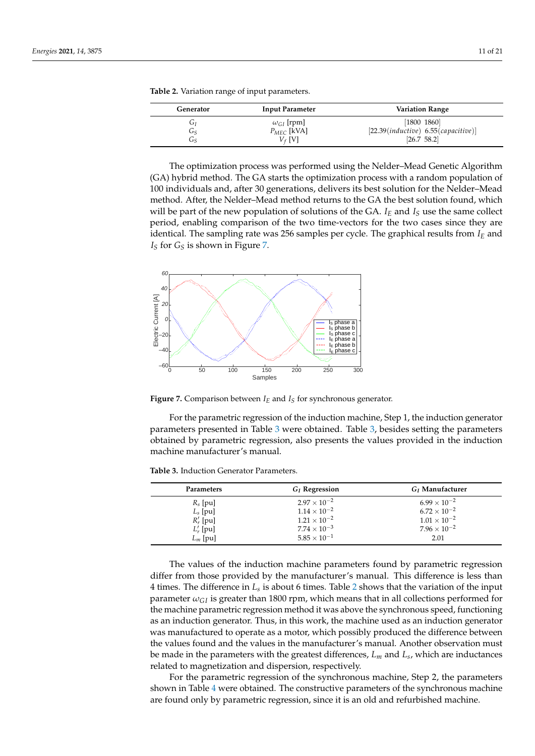**Table 2.** Variation range of input parameters.

| Generator | Input Parameter | Variation Range |
|---|---|---|
| $G_I$ | $\omega_{GI}$ [rpm] | [1800 1860] |
| $G_S$ | $P_{MEC}$ [kVA] | [22.39(*inductive*) 6.55(*capacitive*)] |
| $G_S$ | $V_f$ [V] | [26.7 58.2] |

The optimization process was performed using the Nelder–Mead Genetic Algorithm (GA) hybrid method. The GA starts the optimization process with a random population of 100 individuals and, after 30 generations, delivers its best solution for the Nelder–Mead method. After, the Nelder–Mead method returns to the GA the best solution found, which will be part of the new population of solutions of the GA. $I_E$ and $I_S$ use the same collect period, enabling comparison of the two time-vectors for the two cases since they are identical. The sampling rate was 256 samples per cycle. The graphical results from $I_E$ and $I_S$ for $G_S$ is shown in Figure 7.

**Figure 7.** Comparison between $I_E$ and $I_S$ for synchronous generator.

For the parametric regression of the induction machine, Step 1, the induction generator parameters presented in Table 3 were obtained. Table 3, besides setting the parameters obtained by parametric regression, also presents the values provided in the induction machine manufacturer's manual.

**Table 3.** Induction Generator Parameters.

| Parameters | $G_I$ Regression | $G_I$ Manufacturer |
|---|---|---|
| $R_s$ [pu] | $2.97 \times 10^{-2}$ | $6.99 \times 10^{-2}$ |
| $L_s$ [pu] | $1.14 \times 10^{-2}$ | $6.72 \times 10^{-2}$ |
| $R'_r$ [pu] | $1.21 \times 10^{-2}$ | $1.01 \times 10^{-2}$ |
| $L'_r$ [pu] | $7.74 \times 10^{-3}$ | $7.96 \times 10^{-2}$ |
| $L_m$ [pu] | $5.85 \times 10^{-1}$ | 2.01 |

The values of the induction machine parameters found by parametric regression differ from those provided by the manufacturer's manual. This difference is less than 4 times. The difference in $L_s$ is about 6 times. Table 2 shows that the variation of the input parameter $\omega_{GI}$ is greater than 1800 rpm, which means that in all collections performed for the machine parametric regression method it was above the synchronous speed, functioning as an induction generator. Thus, in this work, the machine used as an induction generator was manufactured to operate as a motor, which possibly produced the difference between the values found and the values in the manufacturer's manual. Another observation must be made in the parameters with the greatest differences, $L_m$ and $L_s$, which are inductances related to magnetization and dispersion, respectively.

For the parametric regression of the synchronous machine, Step 2, the parameters shown in Table 4 were obtained. The constructive parameters of the synchronous machine are found only by parametric regression, since it is an old and refurbished machine.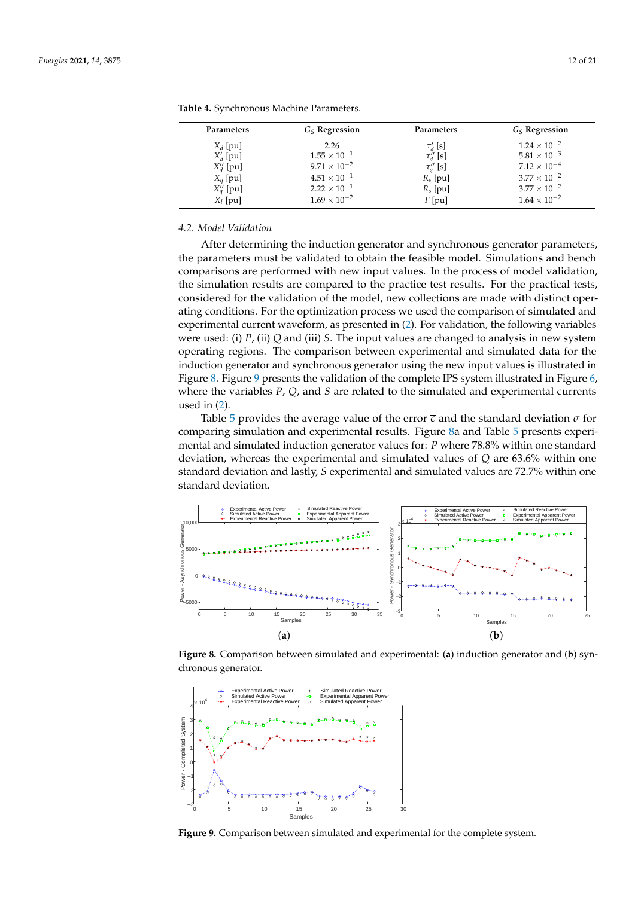**Table 4.** Synchronous Machine Parameters.

| Parameters | $G_S$ Regression | Parameters | $G_S$ Regression |
|---|---|---|---|
| $X_d$ [pu] | 2.26 | $\tau'_d$ [s] | $1.24 \times 10^{-2}$ |
| $X'_d$ [pu] | $1.55 \times 10^{-1}$ | $\tau''_d$ [s] | $5.81 \times 10^{-3}$ |
| $X''_d$ [pu] | $9.71 \times 10^{-2}$ | $\tau''_q$ [s] | $7.12 \times 10^{-4}$ |
| $X_q$ [pu] | $4.51 \times 10^{-1}$ | $R_s$ [pu] | $3.77 \times 10^{-2}$ |
| $X''_q$ [pu] | $2.22 \times 10^{-1}$ | $R_s$ [pu] | $3.77 \times 10^{-2}$ |
| $X_l$ [pu] | $1.69 \times 10^{-2}$ | $F$ [pu] | $1.64 \times 10^{-2}$ |

### 4.2. Model Validation

After determining the induction generator and synchronous generator parameters, the parameters must be validated to obtain the feasible model. Simulations and bench comparisons are performed with new input values. In the process of model validation, the simulation results are compared to the practice test results. For the practical tests, considered for the validation of the model, new collections are made with distinct operating conditions. For the optimization process we used the comparison of simulated and experimental current waveform, as presented in (2). For validation, the following variables were used: (i) $P$, (ii) $Q$ and (iii) $S$. The input values are changed to analysis in new system operating regions. The comparison between experimental and simulated data for the induction generator and synchronous generator using the new input values is illustrated in Figure 8. Figure 9 presents the validation of the complete IPS system illustrated in Figure 6, where the variables $P$, $Q$, and $S$ are related to the simulated and experimental currents used in (2).

Table 5 provides the average value of the error $\bar{\epsilon}$ and the standard deviation $\sigma$ for comparing simulation and experimental results. Figure 8a and Table 5 presents experimental and simulated induction generator values for: $P$ where 78.8% within one standard deviation, whereas the experimental and simulated values of $Q$ are 63.6% within one standard deviation and lastly, $S$ experimental and simulated values are 72.7% within one standard deviation.

**Figure 8.** Comparison between simulated and experimental: (**a**) induction generator and (**b**) synchronous generator.

**Figure 9.** Comparison between simulated and experimental for the complete system.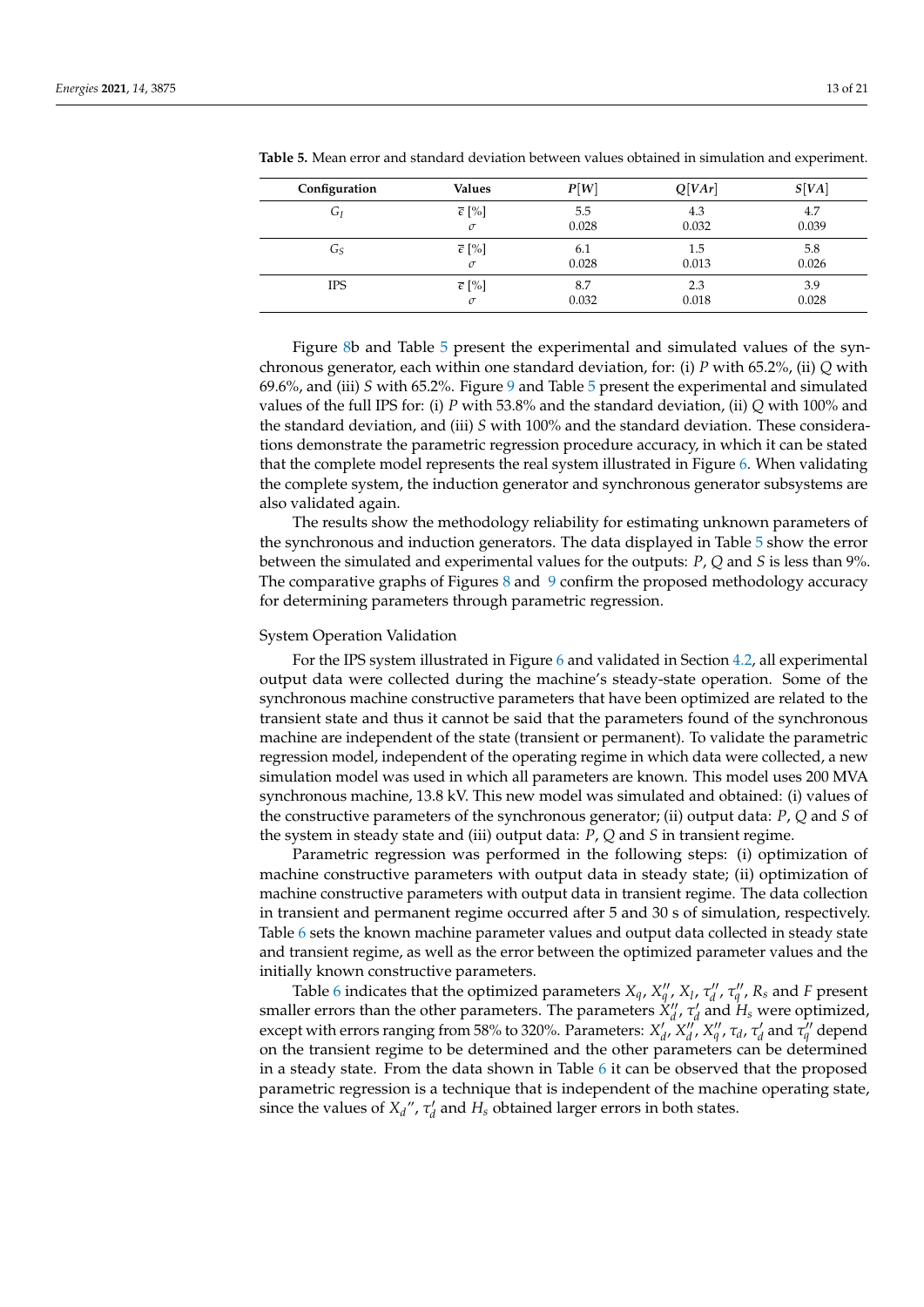**Table 5.** Mean error and standard deviation between values obtained in simulation and experiment.

| Configuration | Values | $P[W]$ | $Q[VAr]$ | $S[VA]$ |
|---|---|---|---|---|
| $G_I$ | $\overline{\varepsilon}$ [%] | 5.5 | 4.3 | 4.7 |
| | $\sigma$ | 0.028 | 0.032 | 0.039 |
| $G_S$ | $\overline{\varepsilon}$ [%] | 6.1 | 1.5 | 5.8 |
| | $\sigma$ | 0.028 | 0.013 | 0.026 |
| IPS | $\overline{\varepsilon}$ [%] | 8.7 | 2.3 | 3.9 |
| | $\sigma$ | 0.032 | 0.018 | 0.028 |

Figure 8b and Table 5 present the experimental and simulated values of the synchronous generator, each within one standard deviation, for: (i) $P$ with 65.2%, (ii) $Q$ with 69.6%, and (iii) $S$ with 65.2%. Figure 9 and Table 5 present the experimental and simulated values of the full IPS for: (i) $P$ with 53.8% and the standard deviation, (ii) $Q$ with 100% and the standard deviation, and (iii) $S$ with 100% and the standard deviation. These considerations demonstrate the parametric regression procedure accuracy, in which it can be stated that the complete model represents the real system illustrated in Figure 6. When validating the complete system, the induction generator and synchronous generator subsystems are also validated again.

The results show the methodology reliability for estimating unknown parameters of the synchronous and induction generators. The data displayed in Table 5 show the error between the simulated and experimental values for the outputs: $P$, $Q$ and $S$ is less than 9%. The comparative graphs of Figures 8 and 9 confirm the proposed methodology accuracy for determining parameters through parametric regression.

System Operation Validation

For the IPS system illustrated in Figure 6 and validated in Section 4.2, all experimental output data were collected during the machine's steady-state operation. Some of the synchronous machine constructive parameters that have been optimized are related to the transient state and thus it cannot be said that the parameters found of the synchronous machine are independent of the state (transient or permanent). To validate the parametric regression model, independent of the operating regime in which data were collected, a new simulation model was used in which all parameters are known. This model uses 200 MVA synchronous machine, 13.8 kV. This new model was simulated and obtained: (i) values of the constructive parameters of the synchronous generator; (ii) output data: $P$, $Q$ and $S$ of the system in steady state and (iii) output data: $P$, $Q$ and $S$ in transient regime.

Parametric regression was performed in the following steps: (i) optimization of machine constructive parameters with output data in steady state; (ii) optimization of machine constructive parameters with output data in transient regime. The data collection in transient and permanent regime occurred after 5 and 30 s of simulation, respectively. Table 6 sets the known machine parameter values and output data collected in steady state and transient regime, as well as the error between the optimized parameter values and the initially known constructive parameters.

Table 6 indicates that the optimized parameters $X_q$, $X_q''$, $X_l$, $\tau_d''$, $\tau_q''$, $R_s$ and $F$ present smaller errors than the other parameters. The parameters $X_d''$, $\tau_d'$ and $H_s$ were optimized, except with errors ranging from 58% to 320%. Parameters: $X_d'$, $X_d''$, $X_q''$, $\tau_d$, $\tau_d'$ and $\tau_q''$ depend on the transient regime to be determined and the other parameters can be determined in a steady state. From the data shown in Table 6 it can be observed that the proposed parametric regression is a technique that is independent of the machine operating state, since the values of $X_d''$, $\tau_d'$ and $H_s$ obtained larger errors in both states.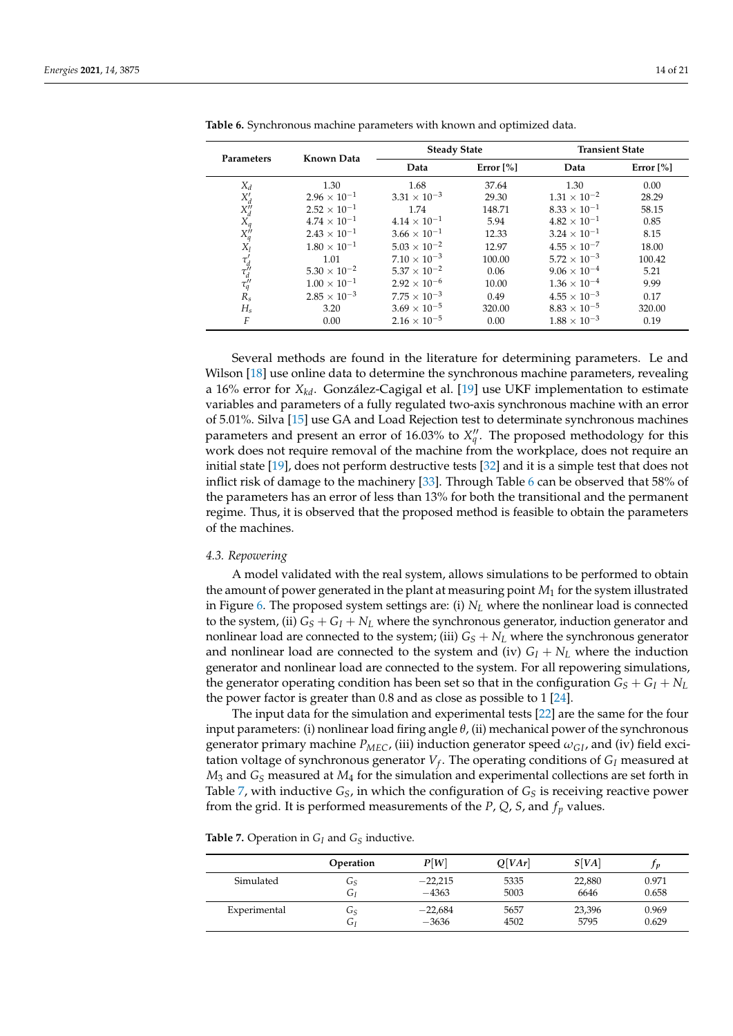**Table 6.** Synchronous machine parameters with known and optimized data.

| Parameters | Known Data | Steady State | | Transient State | |
|---|---|---|---|---|---|
| | | Data | Error [%] | Data | Error [%] |
| $X_d$ | 1.30 | 1.68 | 37.64 | 1.30 | 0.00 |
| $X'_d$ | $2.96 \times 10^{-1}$ | $3.31 \times 10^{-3}$ | 29.30 | $1.31 \times 10^{-2}$ | 28.29 |
| $X''_d$ | $2.52 \times 10^{-1}$ | 1.74 | 148.71 | $8.33 \times 10^{-1}$ | 58.15 |
| $X_q$ | $4.74 \times 10^{-1}$ | $4.14 \times 10^{-1}$ | 5.94 | $4.82 \times 10^{-1}$ | 0.85 |
| $X''_q$ | $2.43 \times 10^{-1}$ | $3.66 \times 10^{-1}$ | 12.33 | $3.24 \times 10^{-1}$ | 8.15 |
| $X_l$ | $1.80 \times 10^{-1}$ | $5.03 \times 10^{-2}$ | 12.97 | $4.55 \times 10^{-7}$ | 18.00 |
| $\tau'_d$ | 1.01 | $7.10 \times 10^{-3}$ | 100.00 | $5.72 \times 10^{-3}$ | 100.42 |
| $\tau''_d$ | $5.30 \times 10^{-2}$ | $5.37 \times 10^{-2}$ | 0.06 | $9.06 \times 10^{-4}$ | 5.21 |
| $\tau''_q$ | $1.00 \times 10^{-1}$ | $2.92 \times 10^{-6}$ | 10.00 | $1.36 \times 10^{-4}$ | 9.99 |
| $R_s$ | $2.85 \times 10^{-3}$ | $7.75 \times 10^{-3}$ | 0.49 | $4.55 \times 10^{-3}$ | 0.17 |
| $H_s$ | 3.20 | $3.69 \times 10^{-5}$ | 320.00 | $8.83 \times 10^{-5}$ | 320.00 |
| $F$ | 0.00 | $2.16 \times 10^{-5}$ | 0.00 | $1.88 \times 10^{-3}$ | 0.19 |

Several methods are found in the literature for determining parameters. Le and Wilson [18] use online data to determine the synchronous machine parameters, revealing a 16% error for $X_{kd}$. González-Cagigal et al. [19] use UKF implementation to estimate variables and parameters of a fully regulated two-axis synchronous machine with an error of 5.01%. Silva [15] use GA and Load Rejection test to determinate synchronous machines parameters and present an error of 16.03% to $X''_q$. The proposed methodology for this work does not require removal of the machine from the workplace, does not require an initial state [19], does not perform destructive tests [32] and it is a simple test that does not inflict risk of damage to the machinery [33]. Through Table 6 can be observed that 58% of the parameters has an error of less than 13% for both the transitional and the permanent regime. Thus, it is observed that the proposed method is feasible to obtain the parameters of the machines.

### 4.3. Repowering

A model validated with the real system, allows simulations to be performed to obtain the amount of power generated in the plant at measuring point $M_1$ for the system illustrated in Figure 6. The proposed system settings are: (i) $N_L$ where the nonlinear load is connected to the system, (ii) $G_S + G_I + N_L$ where the synchronous generator, induction generator and nonlinear load are connected to the system; (iii) $G_S + N_L$ where the synchronous generator and nonlinear load are connected to the system and (iv) $G_I + N_L$ where the induction generator and nonlinear load are connected to the system. For all repowering simulations, the generator operating condition has been set so that in the configuration $G_S + G_I + N_L$ the power factor is greater than 0.8 and as close as possible to 1 [24].

The input data for the simulation and experimental tests [22] are the same for the four input parameters: (i) nonlinear load firing angle $\theta$, (ii) mechanical power of the synchronous generator primary machine $P_{MEC}$, (iii) induction generator speed $\omega_{GI}$, and (iv) field excitation voltage of synchronous generator $V_f$. The operating conditions of $G_I$ measured at $M_3$ and $G_S$ measured at $M_4$ for the simulation and experimental collections are set forth in Table 7, with inductive $G_S$, in which the configuration of $G_S$ is receiving reactive power from the grid. It is performed measurements of the $P$, $Q$, $S$, and $f_p$ values.

**Table 7.** Operation in $G_I$ and $G_S$ inductive.

| | Operation | $P[W]$ | $Q[VAr]$ | $S[VA]$ | $f_p$ |
|---|---|---|---|---|---|
| Simulated | $G_S$ | −22,215 | 5335 | 22,880 | 0.971 |
| | $G_I$ | −4363 | 5003 | 6646 | 0.658 |
| Experimental | $G_S$ | −22,684 | 5657 | 23,396 | 0.969 |
| | $G_I$ | −3636 | 4502 | 5795 | 0.629 |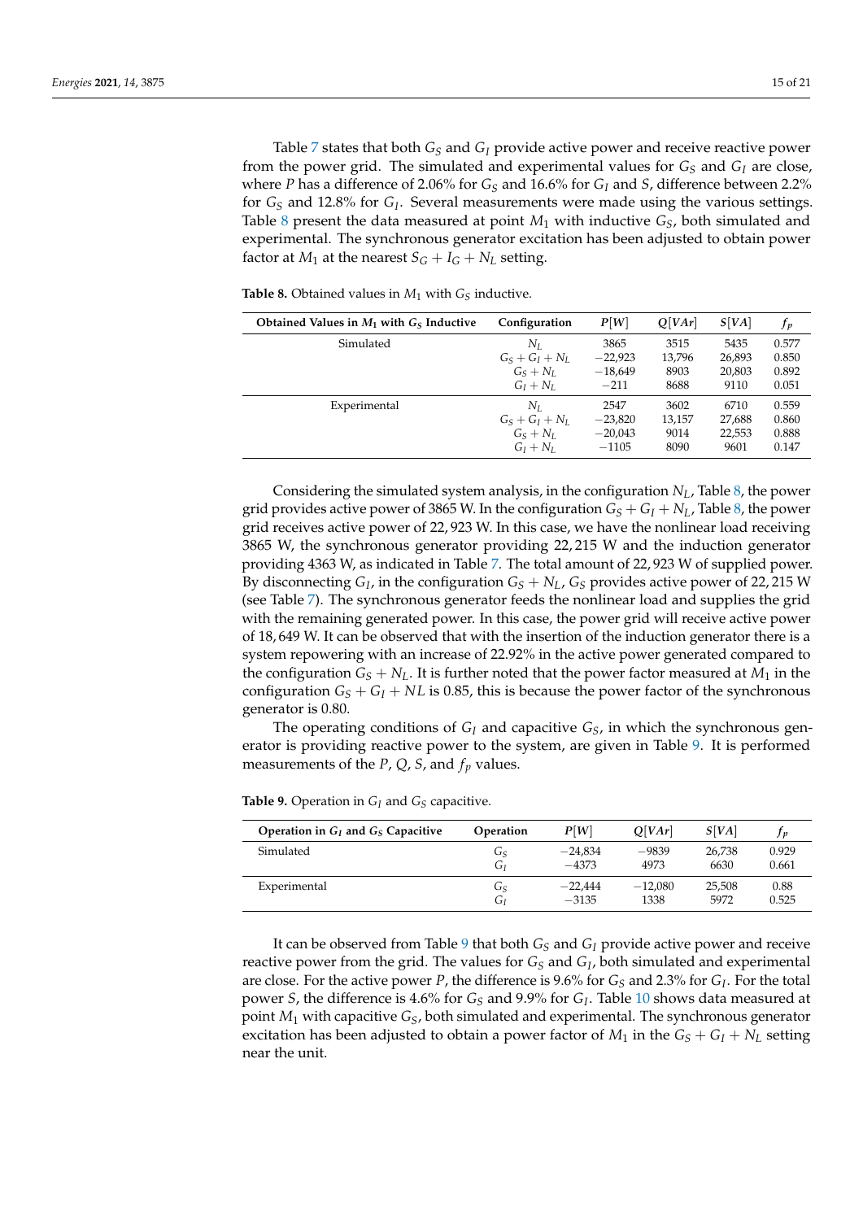Table 7 states that both $G_S$ and $G_I$ provide active power and receive reactive power from the power grid. The simulated and experimental values for $G_S$ and $G_I$ are close, where $P$ has a difference of 2.06% for $G_S$ and 16.6% for $G_I$ and $S$, difference between 2.2% for $G_S$ and 12.8% for $G_I$. Several measurements were made using the various settings. Table 8 present the data measured at point $M_1$ with inductive $G_S$, both simulated and experimental. The synchronous generator excitation has been adjusted to obtain power factor at $M_1$ at the nearest $S_G + I_G + N_L$ setting.

**Table 8.** Obtained values in $M_1$ with $G_S$ inductive.

| Obtained Values in $M_1$ with $G_S$ Inductive | Configuration | $P[W]$ | $Q[VAr]$ | $S[VA]$ | $f_p$ |
|---|---|---|---|---|---|
| Simulated | $N_L$ | 3865 | 3515 | 5435 | 0.577 |
| | $G_S + G_I + N_L$ | −22,923 | 13,796 | 26,893 | 0.850 |
| | $G_S + N_L$ | −18,649 | 8903 | 20,803 | 0.892 |
| | $G_I + N_L$ | −211 | 8688 | 9110 | 0.051 |
| Experimental | $N_L$ | 2547 | 3602 | 6710 | 0.559 |
| | $G_S + G_I + N_L$ | −23,820 | 13,157 | 27,688 | 0.860 |
| | $G_S + N_L$ | −20,043 | 9014 | 22,553 | 0.888 |
| | $G_I + N_L$ | −1105 | 8090 | 9601 | 0.147 |

Considering the simulated system analysis, in the configuration $N_L$, Table 8, the power grid provides active power of 3865 W. In the configuration $G_S + G_I + N_L$, Table 8, the power grid receives active power of 22, 923 W. In this case, we have the nonlinear load receiving 3865 W, the synchronous generator providing 22, 215 W and the induction generator providing 4363 W, as indicated in Table 7. The total amount of 22, 923 W of supplied power. By disconnecting $G_I$, in the configuration $G_S + N_L$, $G_S$ provides active power of 22, 215 W (see Table 7). The synchronous generator feeds the nonlinear load and supplies the grid with the remaining generated power. In this case, the power grid will receive active power of 18, 649 W. It can be observed that with the insertion of the induction generator there is a system repowering with an increase of 22.92% in the active power generated compared to the configuration $G_S + N_L$. It is further noted that the power factor measured at $M_1$ in the configuration $G_S + G_I + NL$ is 0.85, this is because the power factor of the synchronous generator is 0.80.

The operating conditions of $G_I$ and capacitive $G_S$, in which the synchronous generator is providing reactive power to the system, are given in Table 9. It is performed measurements of the $P$, $Q$, $S$, and $f_p$ values.

**Table 9.** Operation in $G_I$ and $G_S$ capacitive.

| Operation in $G_I$ and $G_S$ Capacitive | Operation | $P[W]$ | $Q[VAr]$ | $S[VA]$ | $f_p$ |
|---|---|---|---|---|---|
| Simulated | $G_S$ | −24,834 | −9839 | 26,738 | 0.929 |
| | $G_I$ | −4373 | 4973 | 6630 | 0.661 |
| Experimental | $G_S$ | −22,444 | −12,080 | 25,508 | 0.88 |
| | $G_I$ | −3135 | 1338 | 5972 | 0.525 |

It can be observed from Table 9 that both $G_S$ and $G_I$ provide active power and receive reactive power from the grid. The values for $G_S$ and $G_I$, both simulated and experimental are close. For the active power $P$, the difference is 9.6% for $G_S$ and 2.3% for $G_I$. For the total power $S$, the difference is 4.6% for $G_S$ and 9.9% for $G_I$. Table 10 shows data measured at point $M_1$ with capacitive $G_S$, both simulated and experimental. The synchronous generator excitation has been adjusted to obtain a power factor of $M_1$ in the $G_S + G_I + N_L$ setting near the unit.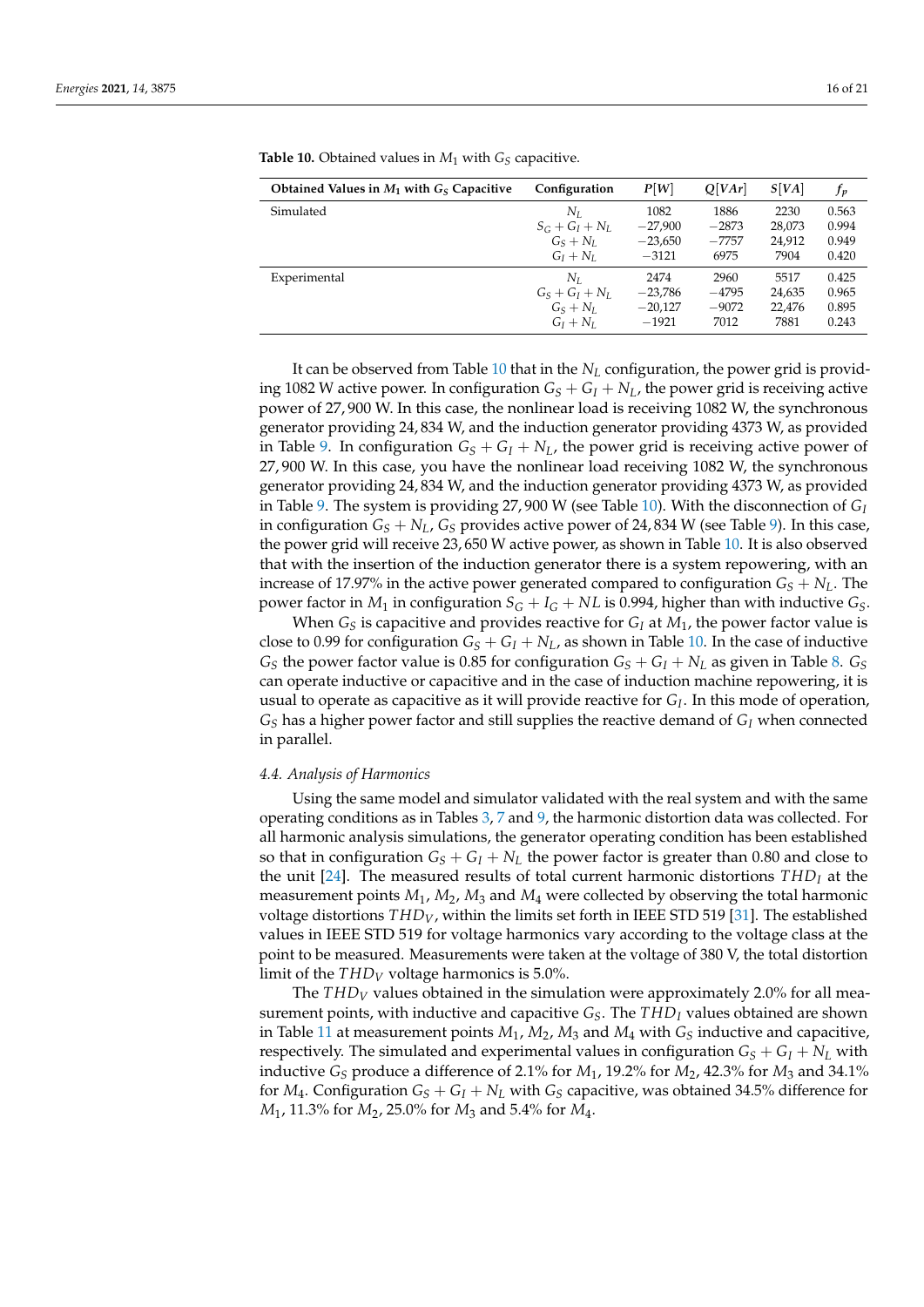**Table 10.** Obtained values in $M_1$ with $G_S$ capacitive.

| Obtained Values in $M_1$ with $G_S$ Capacitive | Configuration | $P[W]$ | $Q[VAr]$ | $S[VA]$ | $f_p$ |
|---|---|---|---|---|---|
| Simulated | $N_L$ | 1082 | 1886 | 2230 | 0.563 |
| | $S_G + G_I + N_L$ | −27,900 | −2873 | 28,073 | 0.994 |
| | $G_S + N_L$ | −23,650 | −7757 | 24,912 | 0.949 |
| | $G_I + N_L$ | −3121 | 6975 | 7904 | 0.420 |
| Experimental | $N_L$ | 2474 | 2960 | 5517 | 0.425 |
| | $G_S + G_I + N_L$ | −23,786 | −4795 | 24,635 | 0.965 |
| | $G_S + N_L$ | −20,127 | −9072 | 22,476 | 0.895 |
| | $G_I + N_L$ | −1921 | 7012 | 7881 | 0.243 |

It can be observed from Table 10 that in the $N_L$ configuration, the power grid is providing 1082 W active power. In configuration $G_S + G_I + N_L$, the power grid is receiving active power of 27, 900 W. In this case, the nonlinear load is receiving 1082 W, the synchronous generator providing 24, 834 W, and the induction generator providing 4373 W, as provided in Table 9. In configuration $G_S + G_I + N_L$, the power grid is receiving active power of 27, 900 W. In this case, you have the nonlinear load receiving 1082 W, the synchronous generator providing 24, 834 W, and the induction generator providing 4373 W, as provided in Table 9. The system is providing 27, 900 W (see Table 10). With the disconnection of $G_I$ in configuration $G_S + N_L$, $G_S$ provides active power of 24, 834 W (see Table 9). In this case, the power grid will receive 23, 650 W active power, as shown in Table 10. It is also observed that with the insertion of the induction generator there is a system repowering, with an increase of 17.97% in the active power generated compared to configuration $G_S + N_L$. The power factor in $M_1$ in configuration $S_G + I_G + NL$ is 0.994, higher than with inductive $G_S$.

When $G_S$ is capacitive and provides reactive for $G_I$ at $M_1$, the power factor value is close to 0.99 for configuration $G_S + G_I + N_L$, as shown in Table 10. In the case of inductive $G_S$ the power factor value is 0.85 for configuration $G_S + G_I + N_L$ as given in Table 8. $G_S$ can operate inductive or capacitive and in the case of induction machine repowering, it is usual to operate as capacitive as it will provide reactive for $G_I$. In this mode of operation, $G_S$ has a higher power factor and still supplies the reactive demand of $G_I$ when connected in parallel.

### 4.4. Analysis of Harmonics

Using the same model and simulator validated with the real system and with the same operating conditions as in Tables 3, 7 and 9, the harmonic distortion data was collected. For all harmonic analysis simulations, the generator operating condition has been established so that in configuration $G_S + G_I + N_L$ the power factor is greater than 0.80 and close to the unit [24]. The measured results of total current harmonic distortions $THD_I$ at the measurement points $M_1$, $M_2$, $M_3$ and $M_4$ were collected by observing the total harmonic voltage distortions $THD_V$, within the limits set forth in IEEE STD 519 [31]. The established values in IEEE STD 519 for voltage harmonics vary according to the voltage class at the point to be measured. Measurements were taken at the voltage of 380 V, the total distortion limit of the $THD_V$ voltage harmonics is 5.0%.

The $THD_V$ values obtained in the simulation were approximately 2.0% for all measurement points, with inductive and capacitive $G_S$. The $THD_I$ values obtained are shown in Table 11 at measurement points $M_1$, $M_2$, $M_3$ and $M_4$ with $G_S$ inductive and capacitive, respectively. The simulated and experimental values in configuration $G_S + G_I + N_L$ with inductive $G_S$ produce a difference of 2.1% for $M_1$, 19.2% for $M_2$, 42.3% for $M_3$ and 34.1% for $M_4$. Configuration $G_S + G_I + N_L$ with $G_S$ capacitive, was obtained 34.5% difference for $M_1$, 11.3% for $M_2$, 25.0% for $M_3$ and 5.4% for $M_4$.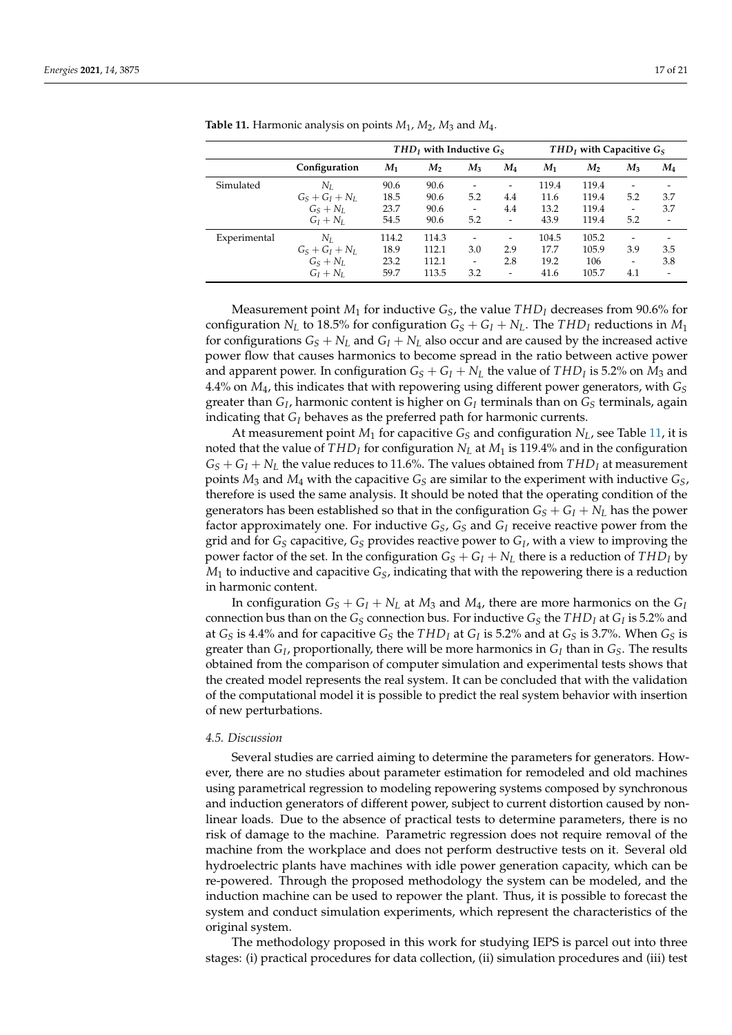**Table 11.** Harmonic analysis on points $M_1$, $M_2$, $M_3$ and $M_4$.

| | | $THD_I$ with Inductive $G_S$ | | | | $THD_I$ with Capacitive $G_S$ | | | |
|---|---|---|---|---|---|---|---|---|---|
| | **Configuration** | $M_1$ | $M_2$ | $M_3$ | $M_4$ | $M_1$ | $M_2$ | $M_3$ | $M_4$ |
| Simulated | $N_L$ | 90.6 | 90.6 | - | - | 119.4 | 119.4 | - | - |
| | $G_S + G_I + N_L$ | 18.5 | 90.6 | 5.2 | 4.4 | 11.6 | 119.4 | 5.2 | 3.7 |
| | $G_S + N_L$ | 23.7 | 90.6 | - | 4.4 | 13.2 | 119.4 | - | 3.7 |
| | $G_I + N_L$ | 54.5 | 90.6 | 5.2 | - | 43.9 | 119.4 | 5.2 | - |
| Experimental | $N_L$ | 114.2 | 114.3 | - | - | 104.5 | 105.2 | - | - |
| | $G_S + G_I + N_L$ | 18.9 | 112.1 | 3.0 | 2.9 | 17.7 | 105.9 | 3.9 | 3.5 |
| | $G_S + N_L$ | 23.2 | 112.1 | - | 2.8 | 19.2 | 106 | - | 3.8 |
| | $G_I + N_L$ | 59.7 | 113.5 | 3.2 | - | 41.6 | 105.7 | 4.1 | - |

Measurement point $M_1$ for inductive $G_S$, the value $THD_I$ decreases from 90.6% for configuration $N_L$ to 18.5% for configuration $G_S + G_I + N_L$. The $THD_I$ reductions in $M_1$ for configurations $G_S + N_L$ and $G_I + N_L$ also occur and are caused by the increased active power flow that causes harmonics to become spread in the ratio between active power and apparent power. In configuration $G_S + G_I + N_L$ the value of $THD_I$ is 5.2% on $M_3$ and 4.4% on $M_4$, this indicates that with repowering using different power generators, with $G_S$ greater than $G_I$, harmonic content is higher on $G_I$ terminals than on $G_S$ terminals, again indicating that $G_I$ behaves as the preferred path for harmonic currents.

At measurement point $M_1$ for capacitive $G_S$ and configuration $N_L$, see Table 11, it is noted that the value of $THD_I$ for configuration $N_L$ at $M_1$ is 119.4% and in the configuration $G_S + G_I + N_L$ the value reduces to 11.6%. The values obtained from $THD_I$ at measurement points $M_3$ and $M_4$ with the capacitive $G_S$ are similar to the experiment with inductive $G_S$, therefore is used the same analysis. It should be noted that the operating condition of the generators has been established so that in the configuration $G_S + G_I + N_L$ has the power factor approximately one. For inductive $G_S$, $G_S$ and $G_I$ receive reactive power from the grid and for $G_S$ capacitive, $G_S$ provides reactive power to $G_I$, with a view to improving the power factor of the set. In the configuration $G_S + G_I + N_L$ there is a reduction of $THD_I$ by $M_1$ to inductive and capacitive $G_S$, indicating that with the repowering there is a reduction in harmonic content.

In configuration $G_S + G_I + N_L$ at $M_3$ and $M_4$, there are more harmonics on the $G_I$ connection bus than on the $G_S$ connection bus. For inductive $G_S$ the $THD_I$ at $G_I$ is 5.2% and at $G_S$ is 4.4% and for capacitive $G_S$ the $THD_I$ at $G_I$ is 5.2% and at $G_S$ is 3.7%. When $G_S$ is greater than $G_I$, proportionally, there will be more harmonics in $G_I$ than in $G_S$. The results obtained from the comparison of computer simulation and experimental tests shows that the created model represents the real system. It can be concluded that with the validation of the computational model it is possible to predict the real system behavior with insertion of new perturbations.

### 4.5. Discussion

Several studies are carried aiming to determine the parameters for generators. However, there are no studies about parameter estimation for remodeled and old machines using parametrical regression to modeling repowering systems composed by synchronous and induction generators of different power, subject to current distortion caused by nonlinear loads. Due to the absence of practical tests to determine parameters, there is no risk of damage to the machine. Parametric regression does not require removal of the machine from the workplace and does not perform destructive tests on it. Several old hydroelectric plants have machines with idle power generation capacity, which can be re-powered. Through the proposed methodology the system can be modeled, and the induction machine can be used to repower the plant. Thus, it is possible to forecast the system and conduct simulation experiments, which represent the characteristics of the original system.

The methodology proposed in this work for studying IEPS is parcel out into three stages: (i) practical procedures for data collection, (ii) simulation procedures and (iii) test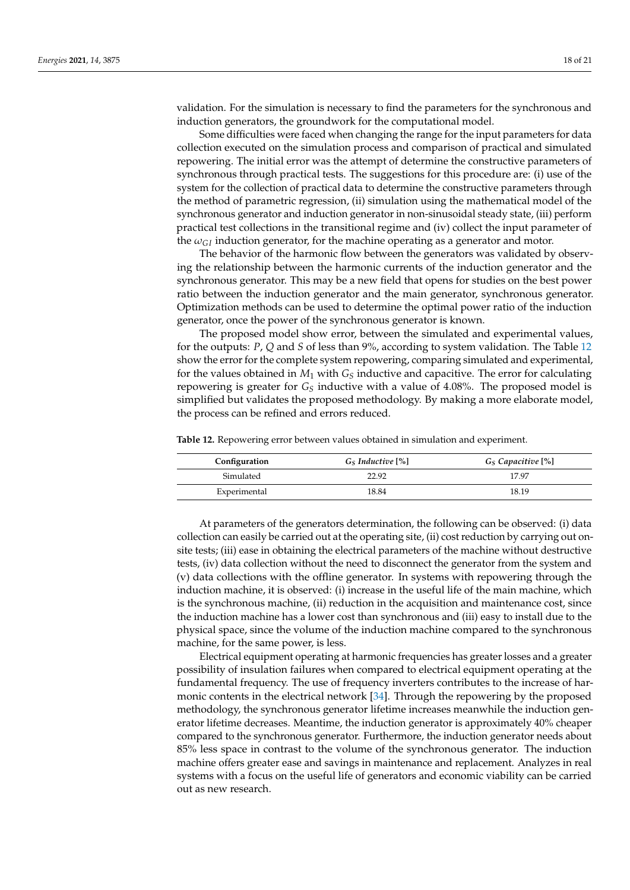validation. For the simulation is necessary to find the parameters for the synchronous and induction generators, the groundwork for the computational model.

Some difficulties were faced when changing the range for the input parameters for data collection executed on the simulation process and comparison of practical and simulated repowering. The initial error was the attempt of determine the constructive parameters of synchronous through practical tests. The suggestions for this procedure are: (i) use of the system for the collection of practical data to determine the constructive parameters through the method of parametric regression, (ii) simulation using the mathematical model of the synchronous generator and induction generator in non-sinusoidal steady state, (iii) perform practical test collections in the transitional regime and (iv) collect the input parameter of the $\omega_{GI}$ induction generator, for the machine operating as a generator and motor.

The behavior of the harmonic flow between the generators was validated by observing the relationship between the harmonic currents of the induction generator and the synchronous generator. This may be a new field that opens for studies on the best power ratio between the induction generator and the main generator, synchronous generator. Optimization methods can be used to determine the optimal power ratio of the induction generator, once the power of the synchronous generator is known.

The proposed model show error, between the simulated and experimental values, for the outputs: $P$, $Q$ and $S$ of less than 9%, according to system validation. The Table 12 show the error for the complete system repowering, comparing simulated and experimental, for the values obtained in $M_1$ with $G_S$ inductive and capacitive. The error for calculating repowering is greater for $G_S$ inductive with a value of 4.08%. The proposed model is simplified but validates the proposed methodology. By making a more elaborate model, the process can be refined and errors reduced.

**Table 12.** Repowering error between values obtained in simulation and experiment.

| Configuration | $G_S$ *Inductive* [%] | $G_S$ *Capacitive* [%] |
|---|---|---|
| Simulated | 22.92 | 17.97 |
| Experimental | 18.84 | 18.19 |

At parameters of the generators determination, the following can be observed: (i) data collection can easily be carried out at the operating site, (ii) cost reduction by carrying out on-site tests; (iii) ease in obtaining the electrical parameters of the machine without destructive tests, (iv) data collection without the need to disconnect the generator from the system and (v) data collections with the offline generator. In systems with repowering through the induction machine, it is observed: (i) increase in the useful life of the main machine, which is the synchronous machine, (ii) reduction in the acquisition and maintenance cost, since the induction machine has a lower cost than synchronous and (iii) easy to install due to the physical space, since the volume of the induction machine compared to the synchronous machine, for the same power, is less.

Electrical equipment operating at harmonic frequencies has greater losses and a greater possibility of insulation failures when compared to electrical equipment operating at the fundamental frequency. The use of frequency inverters contributes to the increase of harmonic contents in the electrical network [34]. Through the repowering by the proposed methodology, the synchronous generator lifetime increases meanwhile the induction generator lifetime decreases. Meantime, the induction generator is approximately 40% cheaper compared to the synchronous generator. Furthermore, the induction generator needs about 85% less space in contrast to the volume of the synchronous generator. The induction machine offers greater ease and savings in maintenance and replacement. Analyzes in real systems with a focus on the useful life of generators and economic viability can be carried out as new research.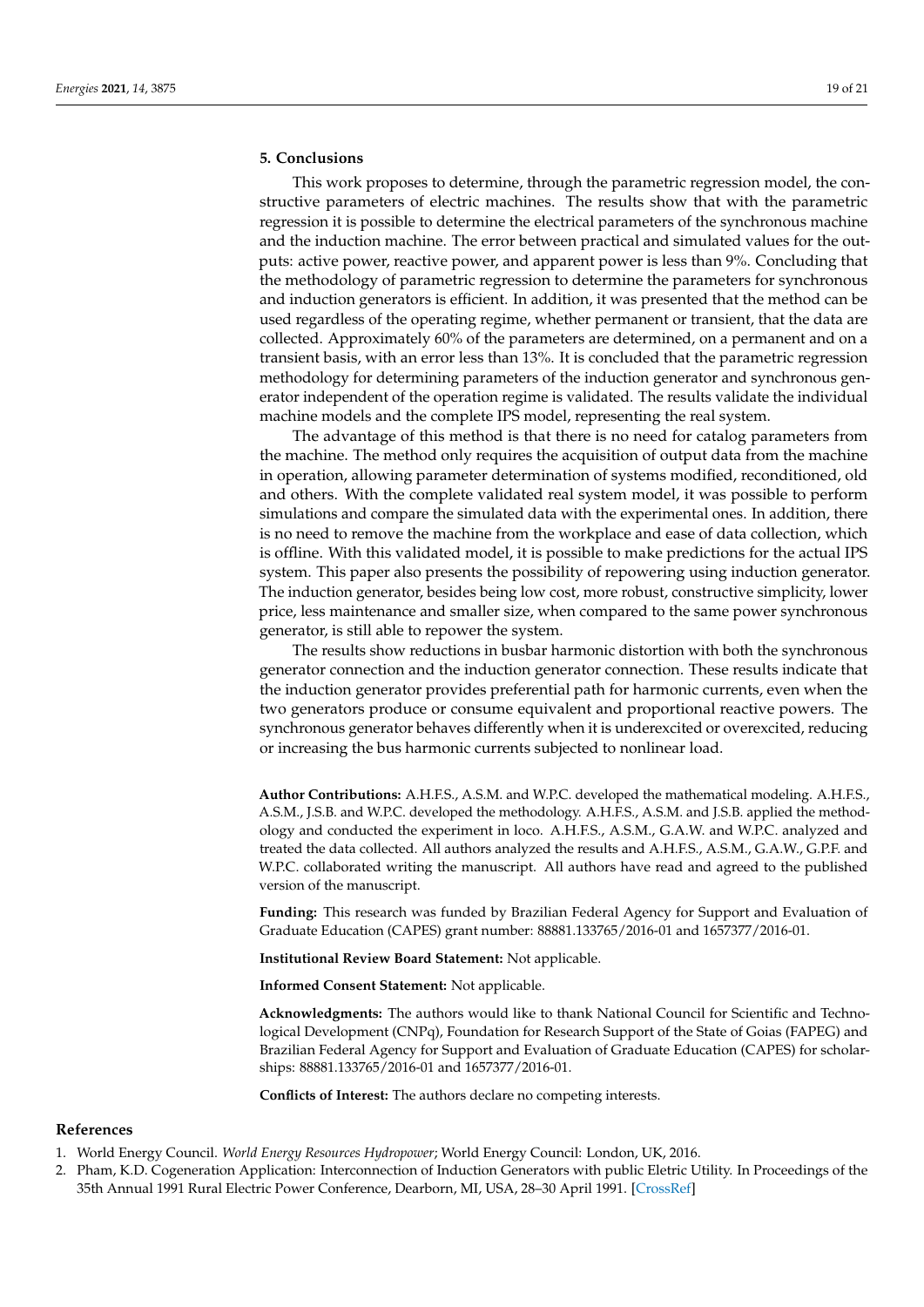## 5. Conclusions

This work proposes to determine, through the parametric regression model, the constructive parameters of electric machines. The results show that with the parametric regression it is possible to determine the electrical parameters of the synchronous machine and the induction machine. The error between practical and simulated values for the outputs: active power, reactive power, and apparent power is less than 9%. Concluding that the methodology of parametric regression to determine the parameters for synchronous and induction generators is efficient. In addition, it was presented that the method can be used regardless of the operating regime, whether permanent or transient, that the data are collected. Approximately 60% of the parameters are determined, on a permanent and on a transient basis, with an error less than 13%. It is concluded that the parametric regression methodology for determining parameters of the induction generator and synchronous generator independent of the operation regime is validated. The results validate the individual machine models and the complete IPS model, representing the real system.

The advantage of this method is that there is no need for catalog parameters from the machine. The method only requires the acquisition of output data from the machine in operation, allowing parameter determination of systems modified, reconditioned, old and others. With the complete validated real system model, it was possible to perform simulations and compare the simulated data with the experimental ones. In addition, there is no need to remove the machine from the workplace and ease of data collection, which is offline. With this validated model, it is possible to make predictions for the actual IPS system. This paper also presents the possibility of repowering using induction generator. The induction generator, besides being low cost, more robust, constructive simplicity, lower price, less maintenance and smaller size, when compared to the same power synchronous generator, is still able to repower the system.

The results show reductions in busbar harmonic distortion with both the synchronous generator connection and the induction generator connection. These results indicate that the induction generator provides preferential path for harmonic currents, even when the two generators produce or consume equivalent and proportional reactive powers. The synchronous generator behaves differently when it is underexcited or overexcited, reducing or increasing the bus harmonic currents subjected to nonlinear load.

**Author Contributions:** A.H.F.S., A.S.M. and W.P.C. developed the mathematical modeling. A.H.F.S., A.S.M., J.S.B. and W.P.C. developed the methodology. A.H.F.S., A.S.M. and J.S.B. applied the methodology and conducted the experiment in loco. A.H.F.S., A.S.M., G.A.W. and W.P.C. analyzed and treated the data collected. All authors analyzed the results and A.H.F.S., A.S.M., G.A.W., G.P.F. and W.P.C. collaborated writing the manuscript. All authors have read and agreed to the published version of the manuscript.

**Funding:** This research was funded by Brazilian Federal Agency for Support and Evaluation of Graduate Education (CAPES) grant number: 88881.133765/2016-01 and 1657377/2016-01.

**Institutional Review Board Statement:** Not applicable.

**Informed Consent Statement:** Not applicable.

**Acknowledgments:** The authors would like to thank National Council for Scientific and Technological Development (CNPq), Foundation for Research Support of the State of Goias (FAPEG) and Brazilian Federal Agency for Support and Evaluation of Graduate Education (CAPES) for scholarships: 88881.133765/2016-01 and 1657377/2016-01.

**Conflicts of Interest:** The authors declare no competing interests.

## References

1. World Energy Council. *World Energy Resources Hydropower*; World Energy Council: London, UK, 2016.
2. Pham, K.D. Cogeneration Application: Interconnection of Induction Generators with public Eletric Utility. In Proceedings of the 35th Annual 1991 Rural Electric Power Conference, Dearborn, MI, USA, 28–30 April 1991. [CrossRef]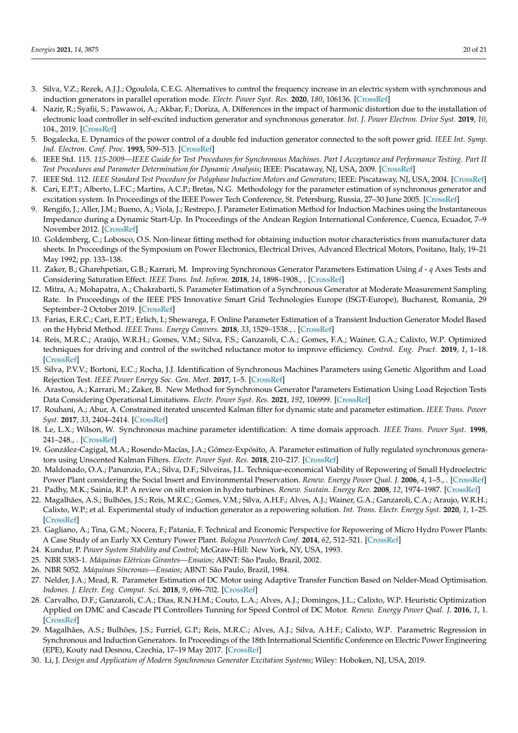3. Silva, V.Z.; Rezek, A.J.J.; Ogoulola, C.E.G. Alternatives to control the frequency increase in an electric system with synchronous and induction generators in parallel operation mode. *Electr. Power Syst. Res.* **2020**, *180*, 106136. [CrossRef]
4. Nazir, R.; Syafii, S.; Pawawoi, A.; Akbar, F.; Doriza, A. Differences in the impact of harmonic distortion due to the installation of electronic load controller in self-excited induction generator and synchronous generator. *Int. J. Power Electron. Drive Syst.* **2019**, *10*, 104., 2019. [CrossRef]
5. Bogalecka, E. Dynamics of the power control of a double fed induction generator connected to the soft power grid. *IEEE Int. Symp. Ind. Electron. Conf. Proc.* **1993**, 509–513. [CrossRef]
6. IEEE Std. 115. *115-2009—IEEE Guide for Test Procedures for Synchronous Machines. Part I Acceptance and Performance Testing. Part II Test Procedures and Parameter Determination for Dynamic Analysis*; IEEE: Piscataway, NJ, USA, 2009. [CrossRef]
7. IEEE Std. 112. *IEEE Standard Test Procedure for Polyphase Induction Motors and Generators*; IEEE: Piscataway, NJ, USA, 2004. [CrossRef]
8. Cari, E.P.T.; Alberto, L.F.C.; Martins, A.C.P.; Bretas, N.G. Methodology for the parameter estimation of synchronous generator and excitation system. In Proceedings of the IEEE Power Tech Conference, St. Petersburg, Russia, 27–30 June 2005. [CrossRef]
9. Rengifo, J.; Aller, J.M.; Bueno, A.; Viola, J.; Restrepo, J. Parameter Estimation Method for Induction Machines using the Instantaneous Impedance during a Dynamic Start-Up. In Proceedings of the Andean Region International Conference, Cuenca, Ecuador, 7–9 November 2012. [CrossRef]
10. Goldemberg, C.; Lobosco, O.S. Non-linear fitting method for obtaining induction motor characteristics from manufacturer data sheets. In Proceedings of the Symposium on Power Electronics, Electrical Drives, Advanced Electrical Motors, Positano, Italy, 19–21 May 1992; pp. 133–138.
11. Zaker, B.; Gharehpetian, G.B.; Karrari, M. Improving Synchronous Generator Parameters Estimation Using $d$ - $q$ Axes Tests and Considering Saturation Effect. *IEEE Trans. Ind. Inform.* **2018**, *14*, 1898–1908., . [CrossRef]
12. Mitra, A.; Mohapatra, A.; Chakrabarti, S. Parameter Estimation of a Synchronous Generator at Moderate Measurement Sampling Rate. In Proceedings of the IEEE PES Innovative Smart Grid Technologies Europe (ISGT-Europe), Bucharest, Romania, 29 September–2 October 2019. [CrossRef]
13. Farias, E.R.C.; Cari, E.P.T.; Erlich, I.; Shewarega, F. Online Parameter Estimation of a Transient Induction Generator Model Based on the Hybrid Method. *IEEE Trans. Energy Convers.* **2018**, *33*, 1529–1538., . [CrossRef]
14. Reis, M.R.C.; Araújo, W.R.H.; Gomes, V.M.; Silva, F.S.; Ganzaroli, C.A.; Gomes, F.A.; Wainer, G.A.; Calixto, W.P. Optimized techniques for driving and control of the switched reluctance motor to improve efficiency. *Control. Eng. Pract.* **2019**, *1*, 1–18. [CrossRef]
15. Silva, P.V.V.; Bortoni, E.C.; Rocha, J.J. Identification of Synchronous Machines Parameters using Genetic Algorithm and Load Rejection Test. *IEEE Power Energy Soc. Gen. Meet.* **2017**, 1–5. [CrossRef]
16. Arastou, A.; Karrari, M.; Zaker, B. New Method for Synchronous Generator Parameters Estimation Using Load Rejection Tests Data Considering Operational Limitations. *Electr. Power Syst. Res.* **2021**, *192*, 106999. [CrossRef]
17. Rouhani, A.; Abur, A. Constrained iterated unscented Kalman filter for dynamic state and parameter estimation. *IEEE Trans. Power Syst.* **2017**, *33*, 2404–2414. [CrossRef]
18. Le, L.X.; Wilson, W. Synchronous machine parameter identification: A time domais approach. *IEEE Trans. Power Syst.* **1998**, 241–248., . [CrossRef]
19. González-Cagigal, M.A.; Rosendo-Macías, J.A.; Gómez-Expósito, A. Parameter estimation of fully regulated synchronous generators using Unscented Kalman Filters. *Electr. Power Syst. Res.* **2018**, 210–217. [CrossRef]
20. Maldonado, O.A.; Panunzio, P.A.; Silva, D.F.; Silveiras, J.L. Technique-economical Viability of Repowering of Small Hydroelectric Power Plant considering the Social Insert and Environmental Preservation. *Renew. Energy Power Qual. J.* **2006**, *4*, 1–5., . [CrossRef]
21. Padhy, M.K.; Sainia, R.P. A review on silt erosion in hydro turbines. *Renew. Sustain. Energy Rev.* **2008**, *12*, 1974–1987. [CrossRef]
22. Magalhães, A.S.; Bulhões, J.S.; Reis, M.R.C.; Gomes, V.M.; Silva, A.H.F.; Alves, A.J.; Wainer, G.A.; Ganzaroli, C.A.; Araujo, W.R.H.; Calixto, W.P.; et al. Experimental study of induction generator as a repowering solution. *Int. Trans. Electr. Energy Syst.* **2020**, *1*, 1–25. [CrossRef]
23. Gagliano, A.; Tina, G.M.; Nocera, F.; Patania, F. Technical and Economic Perspective for Repowering of Micro Hydro Power Plants: A Case Study of an Early XX Century Power Plant. *Bologna Powertech Conf.* **2014**, *62*, 512–521. [CrossRef]
24. Kundur, P. *Power System Stability and Control*; McGraw-Hill: New York, NY, USA, 1993.
25. NBR 5383-1. *Máquinas Elétricas Girantes—Ensaios*; ABNT: São Paulo, Brazil, 2002.
26. NBR 5052. *Máquinas Síncronas—Ensaios*; ABNT: São Paulo, Brazil, 1984.
27. Nelder, J.A.; Mead, R. Parameter Estimation of DC Motor using Adaptive Transfer Function Based on Nelder-Mead Optimisation. *Indones. J. Electr. Eng. Comput. Sci.* **2018**, *9*, 696–702. [CrossRef]
28. Carvalho, D.F.; Ganzaroli, C.A.; Dias, R.N.H.M.; Couto, L.A.; Alves, A.J.; Domingos, J.L.; Calixto, W.P. Heuristic Optimization Applied on DMC and Cascade PI Controllers Tunning for Speed Control of DC Motor. *Renew. Energy Power Qual. J.* **2016**, *1*, 1. [CrossRef]
29. Magalhães, A.S.; Bulhões, J.S.; Furriel, G.P.; Reis, M.R.C.; Alves, A.J.; Silva, A.H.F.; Calixto, W.P. Parametric Regression in Synchronous and Induction Generators. In Proceedings of the 18th International Scientific Conference on Electric Power Engineering (EPE), Kouty nad Desnou, Czechia, 17–19 May 2017. [CrossRef]
30. Li, J. *Design and Application of Modern Synchronous Generator Excitation Systems*; Wiley: Hoboken, NJ, USA, 2019.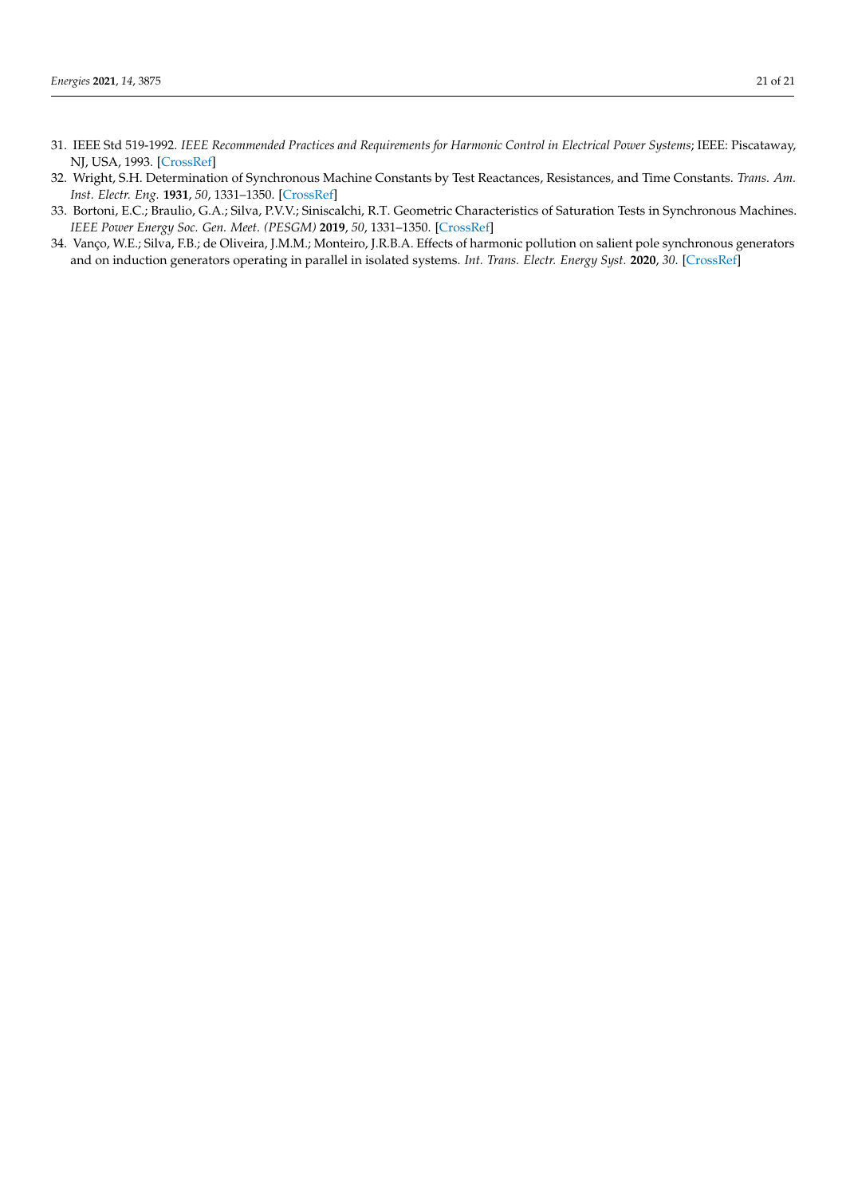31. IEEE Std 519-1992. *IEEE Recommended Practices and Requirements for Harmonic Control in Electrical Power Systems*; IEEE: Piscataway, NJ, USA, 1993. [CrossRef]
32. Wright, S.H. Determination of Synchronous Machine Constants by Test Reactances, Resistances, and Time Constants. *Trans. Am. Inst. Electr. Eng.* **1931**, *50*, 1331–1350. [CrossRef]
33. Bortoni, E.C.; Braulio, G.A.; Silva, P.V.V.; Siniscalchi, R.T. Geometric Characteristics of Saturation Tests in Synchronous Machines. *IEEE Power Energy Soc. Gen. Meet. (PESGM)* **2019**, *50*, 1331–1350. [CrossRef]
34. Vanço, W.E.; Silva, F.B.; de Oliveira, J.M.M.; Monteiro, J.R.B.A. Effects of harmonic pollution on salient pole synchronous generators and on induction generators operating in parallel in isolated systems. *Int. Trans. Electr. Energy Syst.* **2020**, *30*. [CrossRef]